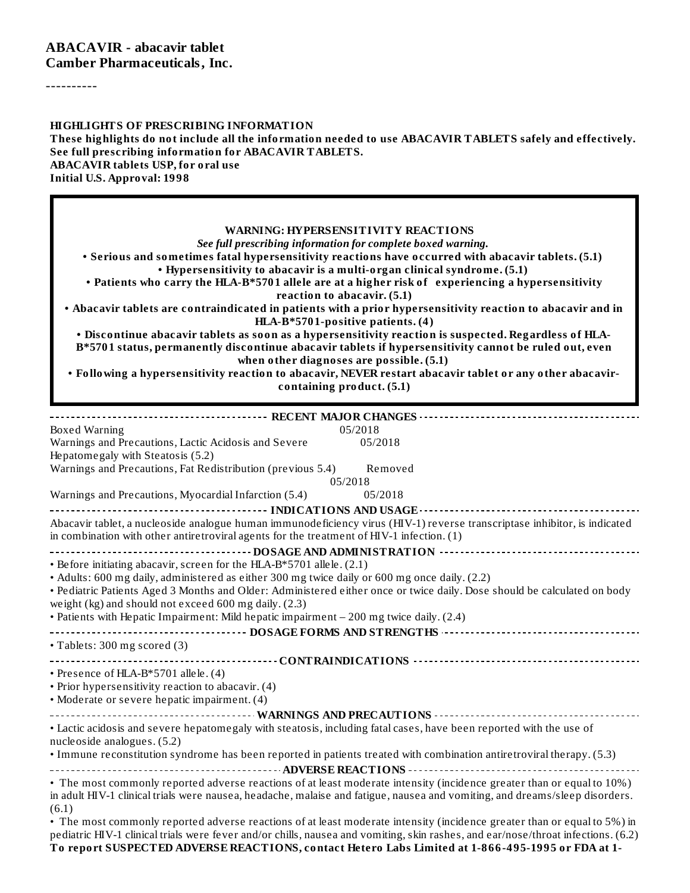**ABACAVIR - abacavir tablet**
**Camber Pharmaceuticals, Inc.**

----------

**HIGHLIGHTS OF PRESCRIBING INFORMATION**
**These highlights do not include all the information needed to use ABACAVIR TABLETS safely and effectively. See full prescribing information for ABACAVIR TABLETS.**
**ABACAVIR tablets USP, for oral use**
**Initial U.S. Approval: 1998**

**WARNING: HYPERSENSITIVITY REACTIONS**
*See full prescribing information for complete boxed warning.*

- **Serious and sometimes fatal hypersensitivity reactions have occurred with abacavir tablets. (5.1)**
- **Hypersensitivity to abacavir is a multi-organ clinical syndrome. (5.1)**
- **Patients who carry the HLA-B*5701 allele are at a higher risk of experiencing a hypersensitivity reaction to abacavir. (5.1)**
- **Abacavir tablets are contraindicated in patients with a prior hypersensitivity reaction to abacavir and in HLA-B*5701-positive patients. (4)**
- **Discontinue abacavir tablets as soon as a hypersensitivity reaction is suspected. Regardless of HLA-B*5701 status, permanently discontinue abacavir tablets if hypersensitivity cannot be ruled out, even when other diagnoses are possible. (5.1)**
- **Following a hypersensitivity reaction to abacavir, NEVER restart abacavir tablet or any other abacavir-containing product. (5.1)**

**RECENT MAJOR CHANGES**

| | |
|---|---|
| Boxed Warning | 05/2018 |
| Warnings and Precautions, Lactic Acidosis and Severe Hepatomegaly with Steatosis (5.2) | 05/2018 |
| Warnings and Precautions, Fat Redistribution (previous 5.4) | Removed 05/2018 |
| Warnings and Precautions, Myocardial Infarction (5.4) | 05/2018 |

**INDICATIONS AND USAGE**

Abacavir tablet, a nucleoside analogue human immunodeficiency virus (HIV-1) reverse transcriptase inhibitor, is indicated in combination with other antiretroviral agents for the treatment of HIV-1 infection. (1)

**DOSAGE AND ADMINISTRATION**

- Before initiating abacavir, screen for the HLA-B*5701 allele. (2.1)
- Adults: 600 mg daily, administered as either 300 mg twice daily or 600 mg once daily. (2.2)
- Pediatric Patients Aged 3 Months and Older: Administered either once or twice daily. Dose should be calculated on body weight (kg) and should not exceed 600 mg daily. (2.3)
- Patients with Hepatic Impairment: Mild hepatic impairment – 200 mg twice daily. (2.4)

**DOSAGE FORMS AND STRENGTHS**

- Tablets: 300 mg scored (3)

**CONTRAINDICATIONS**

- Presence of HLA-B*5701 allele. (4)
- Prior hypersensitivity reaction to abacavir. (4)
- Moderate or severe hepatic impairment. (4)

**WARNINGS AND PRECAUTIONS**

- Lactic acidosis and severe hepatomegaly with steatosis, including fatal cases, have been reported with the use of nucleoside analogues. (5.2)
- Immune reconstitution syndrome has been reported in patients treated with combination antiretroviral therapy. (5.3)

**ADVERSE REACTIONS**

- The most commonly reported adverse reactions of at least moderate intensity (incidence greater than or equal to 10%) in adult HIV-1 clinical trials were nausea, headache, malaise and fatigue, nausea and vomiting, and dreams/sleep disorders. (6.1)
- The most commonly reported adverse reactions of at least moderate intensity (incidence greater than or equal to 5%) in pediatric HIV-1 clinical trials were fever and/or chills, nausea and vomiting, skin rashes, and ear/nose/throat infections. (6.2)

**To report SUSPECTED ADVERSE REACTIONS, contact Hetero Labs Limited at 1-866-495-1995 or FDA at 1-**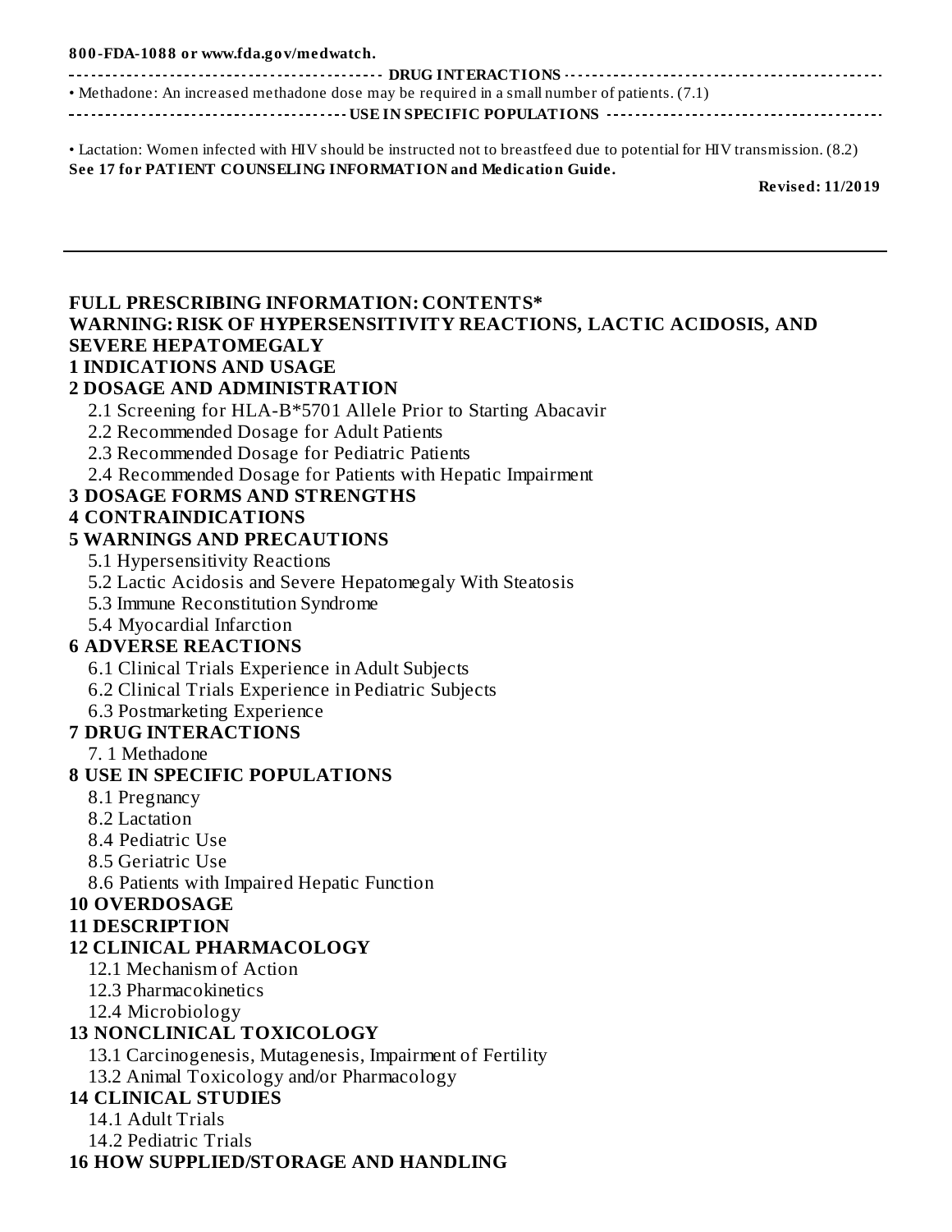**800-FDA-1088 or www.fda.gov/medwatch.**

**DRUG INTERACTIONS**

• Methadone: An increased methadone dose may be required in a small number of patients. (7.1)

**USE IN SPECIFIC POPULATIONS**

• Lactation: Women infected with HIV should be instructed not to breastfeed due to potential for HIV transmission. (8.2)

**See 17 for PATIENT COUNSELING INFORMATION and Medication Guide.**

**Revised: 11/2019**

---

## FULL PRESCRIBING INFORMATION: CONTENTS*

**WARNING: RISK OF HYPERSENSITIVITY REACTIONS, LACTIC ACIDOSIS, AND SEVERE HEPATOMEGALY**

**1 INDICATIONS AND USAGE**

**2 DOSAGE AND ADMINISTRATION**

- 2.1 Screening for HLA-B*5701 Allele Prior to Starting Abacavir
- 2.2 Recommended Dosage for Adult Patients
- 2.3 Recommended Dosage for Pediatric Patients
- 2.4 Recommended Dosage for Patients with Hepatic Impairment

**3 DOSAGE FORMS AND STRENGTHS**

**4 CONTRAINDICATIONS**

**5 WARNINGS AND PRECAUTIONS**

- 5.1 Hypersensitivity Reactions
- 5.2 Lactic Acidosis and Severe Hepatomegaly With Steatosis
- 5.3 Immune Reconstitution Syndrome
- 5.4 Myocardial Infarction

**6 ADVERSE REACTIONS**

- 6.1 Clinical Trials Experience in Adult Subjects
- 6.2 Clinical Trials Experience in Pediatric Subjects
- 6.3 Postmarketing Experience

**7 DRUG INTERACTIONS**

- 7. 1 Methadone

**8 USE IN SPECIFIC POPULATIONS**

- 8.1 Pregnancy
- 8.2 Lactation
- 8.4 Pediatric Use
- 8.5 Geriatric Use
- 8.6 Patients with Impaired Hepatic Function

**10 OVERDOSAGE**

**11 DESCRIPTION**

**12 CLINICAL PHARMACOLOGY**

- 12.1 Mechanism of Action
- 12.3 Pharmacokinetics
- 12.4 Microbiology

**13 NONCLINICAL TOXICOLOGY**

- 13.1 Carcinogenesis, Mutagenesis, Impairment of Fertility
- 13.2 Animal Toxicology and/or Pharmacology

**14 CLINICAL STUDIES**

- 14.1 Adult Trials
- 14.2 Pediatric Trials

**16 HOW SUPPLIED/STORAGE AND HANDLING**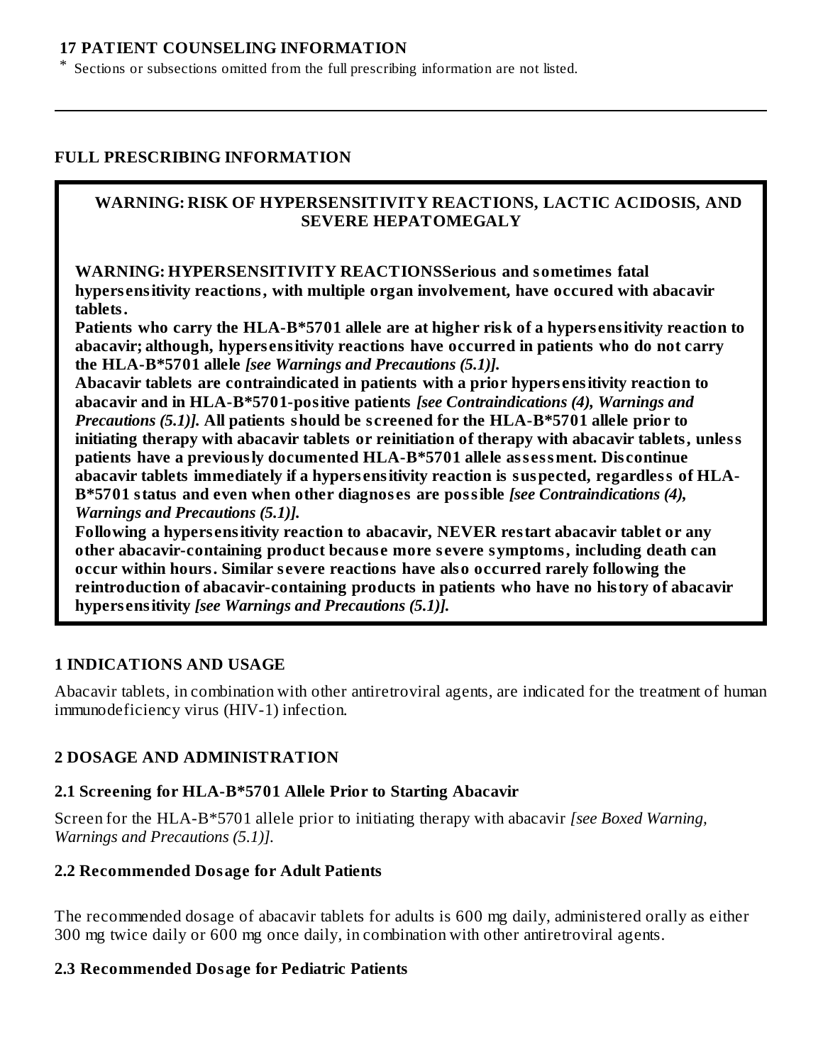**17 PATIENT COUNSELING INFORMATION**

\* Sections or subsections omitted from the full prescribing information are not listed.

---

## FULL PRESCRIBING INFORMATION

**WARNING: RISK OF HYPERSENSITIVITY REACTIONS, LACTIC ACIDOSIS, AND SEVERE HEPATOMEGALY**

**WARNING: HYPERSENSITIVITY REACTIONSSerious and sometimes fatal hypersensitivity reactions, with multiple organ involvement, have occured with abacavir tablets.**

**Patients who carry the HLA-B*5701 allele are at higher risk of a hypersensitivity reaction to abacavir; although, hypersensitivity reactions have occurred in patients who do not carry the HLA-B*5701 allele** ***[see Warnings and Precautions (5.1)].***

**Abacavir tablets are contraindicated in patients with a prior hypersensitivity reaction to abacavir and in HLA-B*5701-positive patients** ***[see Contraindications (4), Warnings and Precautions (5.1)].*** **All patients should be screened for the HLA-B*5701 allele prior to initiating therapy with abacavir tablets or reinitiation of therapy with abacavir tablets, unless patients have a previously documented HLA-B*5701 allele assessment. Discontinue abacavir tablets immediately if a hypersensitivity reaction is suspected, regardless of HLA-B*5701 status and even when other diagnoses are possible** ***[see Contraindications (4), Warnings and Precautions (5.1)].***

**Following a hypersensitivity reaction to abacavir, NEVER restart abacavir tablet or any other abacavir-containing product because more severe symptoms, including death can occur within hours. Similar severe reactions have also occurred rarely following the reintroduction of abacavir-containing products in patients who have no history of abacavir hypersensitivity** ***[see Warnings and Precautions (5.1)].***

## 1 INDICATIONS AND USAGE

Abacavir tablets, in combination with other antiretroviral agents, are indicated for the treatment of human immunodeficiency virus (HIV-1) infection.

## 2 DOSAGE AND ADMINISTRATION

### 2.1 Screening for HLA-B*5701 Allele Prior to Starting Abacavir

Screen for the HLA-B*5701 allele prior to initiating therapy with abacavir *[see Boxed Warning, Warnings and Precautions (5.1)].*

### 2.2 Recommended Dosage for Adult Patients

The recommended dosage of abacavir tablets for adults is 600 mg daily, administered orally as either 300 mg twice daily or 600 mg once daily, in combination with other antiretroviral agents.

### 2.3 Recommended Dosage for Pediatric Patients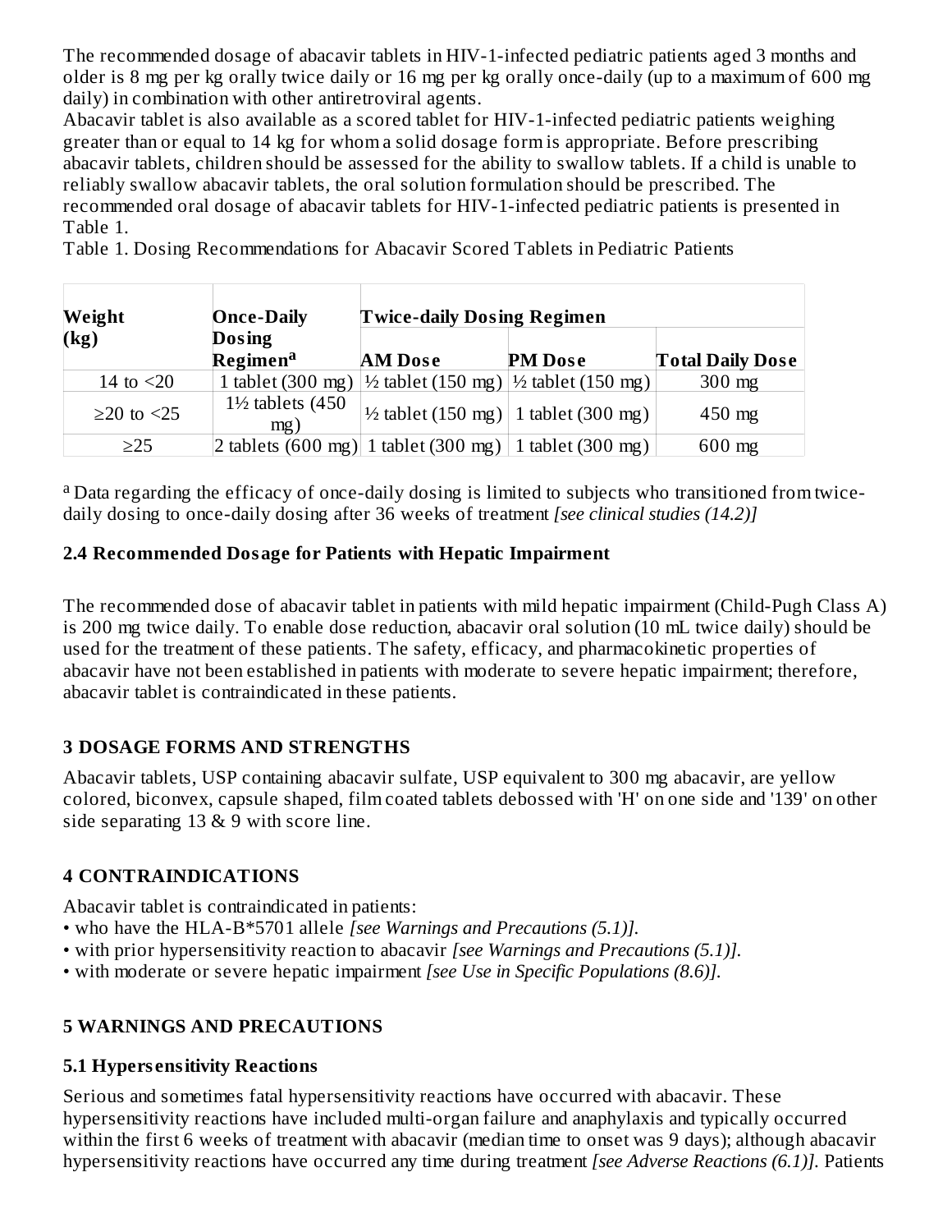The recommended dosage of abacavir tablets in HIV-1-infected pediatric patients aged 3 months and older is 8 mg per kg orally twice daily or 16 mg per kg orally once-daily (up to a maximum of 600 mg daily) in combination with other antiretroviral agents.
Abacavir tablet is also available as a scored tablet for HIV-1-infected pediatric patients weighing greater than or equal to 14 kg for whom a solid dosage form is appropriate. Before prescribing abacavir tablets, children should be assessed for the ability to swallow tablets. If a child is unable to reliably swallow abacavir tablets, the oral solution formulation should be prescribed. The recommended oral dosage of abacavir tablets for HIV-1-infected pediatric patients is presented in Table 1.
Table 1. Dosing Recommendations for Abacavir Scored Tablets in Pediatric Patients

| **Weight (kg)** | **Once-Daily Dosing Regimen**[a] | **Twice-daily Dosing Regimen** | | |
|---|---|---|---|---|
| | | **AM Dose** | **PM Dose** | **Total Daily Dose** |
| 14 to <20 | 1 tablet (300 mg) | ½ tablet (150 mg) | ½ tablet (150 mg) | 300 mg |
| ≥20 to <25 | 1½ tablets (450 mg) | ½ tablet (150 mg) | 1 tablet (300 mg) | 450 mg |
| ≥25 | 2 tablets (600 mg) | 1 tablet (300 mg) | 1 tablet (300 mg) | 600 mg |

[a] Data regarding the efficacy of once-daily dosing is limited to subjects who transitioned from twice-daily dosing to once-daily dosing after 36 weeks of treatment *[see clinical studies (14.2)]*

### 2.4 Recommended Dosage for Patients with Hepatic Impairment

The recommended dose of abacavir tablet in patients with mild hepatic impairment (Child-Pugh Class A) is 200 mg twice daily. To enable dose reduction, abacavir oral solution (10 mL twice daily) should be used for the treatment of these patients. The safety, efficacy, and pharmacokinetic properties of abacavir have not been established in patients with moderate to severe hepatic impairment; therefore, abacavir tablet is contraindicated in these patients.

## 3 DOSAGE FORMS AND STRENGTHS

Abacavir tablets, USP containing abacavir sulfate, USP equivalent to 300 mg abacavir, are yellow colored, biconvex, capsule shaped, film coated tablets debossed with 'H' on one side and '139' on other side separating 13 & 9 with score line.

## 4 CONTRAINDICATIONS

Abacavir tablet is contraindicated in patients:
- who have the HLA-B*5701 allele *[see Warnings and Precautions (5.1)]*.
- with prior hypersensitivity reaction to abacavir *[see Warnings and Precautions (5.1)]*.
- with moderate or severe hepatic impairment *[see Use in Specific Populations (8.6)]*.

## 5 WARNINGS AND PRECAUTIONS

### 5.1 Hypersensitivity Reactions

Serious and sometimes fatal hypersensitivity reactions have occurred with abacavir. These hypersensitivity reactions have included multi-organ failure and anaphylaxis and typically occurred within the first 6 weeks of treatment with abacavir (median time to onset was 9 days); although abacavir hypersensitivity reactions have occurred any time during treatment *[see Adverse Reactions (6.1)]*. Patients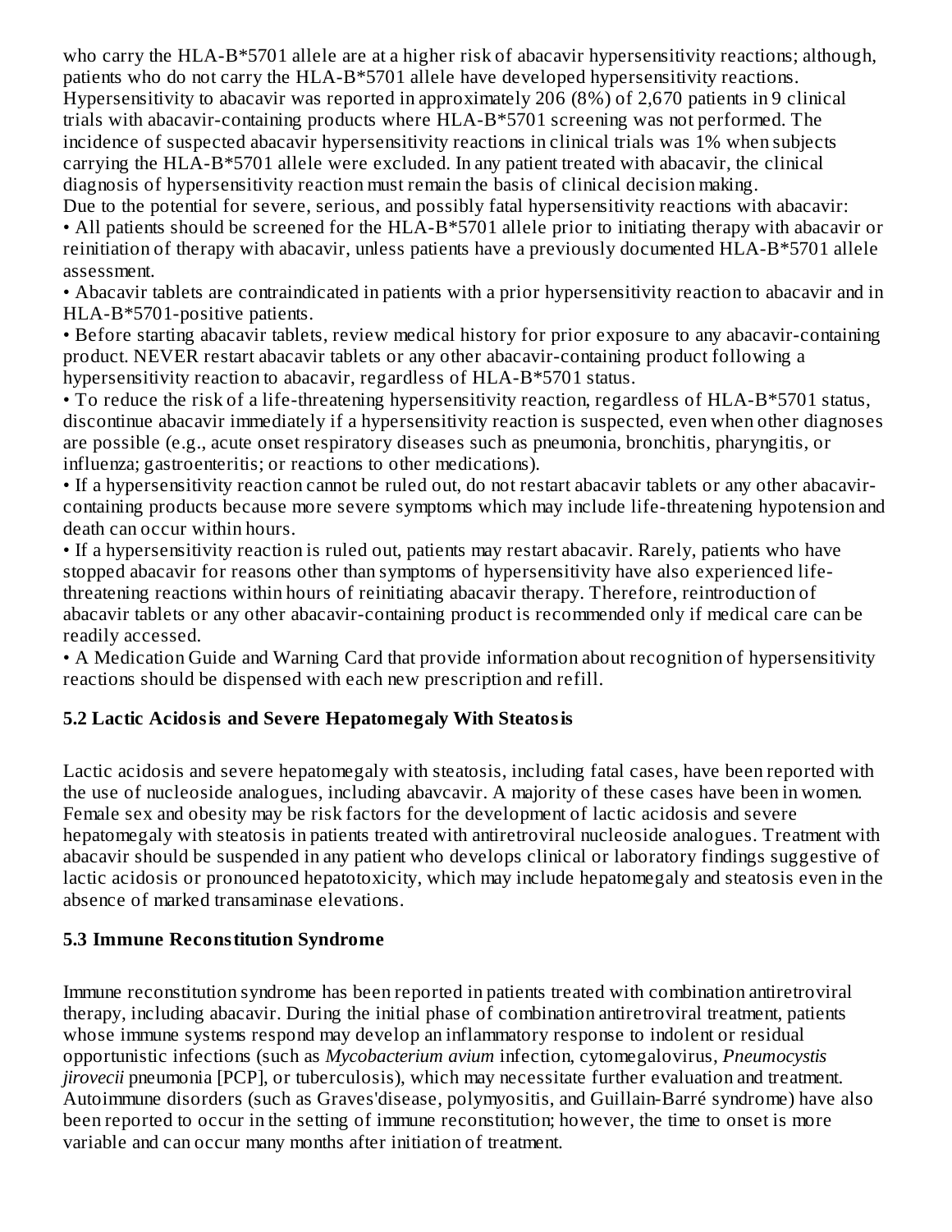who carry the HLA-B*5701 allele are at a higher risk of abacavir hypersensitivity reactions; although, patients who do not carry the HLA-B*5701 allele have developed hypersensitivity reactions. Hypersensitivity to abacavir was reported in approximately 206 (8%) of 2,670 patients in 9 clinical trials with abacavir-containing products where HLA-B*5701 screening was not performed. The incidence of suspected abacavir hypersensitivity reactions in clinical trials was 1% when subjects carrying the HLA-B*5701 allele were excluded. In any patient treated with abacavir, the clinical diagnosis of hypersensitivity reaction must remain the basis of clinical decision making.

Due to the potential for severe, serious, and possibly fatal hypersensitivity reactions with abacavir:

- All patients should be screened for the HLA-B*5701 allele prior to initiating therapy with abacavir or reinitiation of therapy with abacavir, unless patients have a previously documented HLA-B*5701 allele assessment.
- Abacavir tablets are contraindicated in patients with a prior hypersensitivity reaction to abacavir and in HLA-B*5701-positive patients.
- Before starting abacavir tablets, review medical history for prior exposure to any abacavir-containing product. NEVER restart abacavir tablets or any other abacavir-containing product following a hypersensitivity reaction to abacavir, regardless of HLA-B*5701 status.
- To reduce the risk of a life-threatening hypersensitivity reaction, regardless of HLA-B*5701 status, discontinue abacavir immediately if a hypersensitivity reaction is suspected, even when other diagnoses are possible (e.g., acute onset respiratory diseases such as pneumonia, bronchitis, pharyngitis, or influenza; gastroenteritis; or reactions to other medications).
- If a hypersensitivity reaction cannot be ruled out, do not restart abacavir tablets or any other abacavir-containing products because more severe symptoms which may include life-threatening hypotension and death can occur within hours.
- If a hypersensitivity reaction is ruled out, patients may restart abacavir. Rarely, patients who have stopped abacavir for reasons other than symptoms of hypersensitivity have also experienced life-threatening reactions within hours of reinitiating abacavir therapy. Therefore, reintroduction of abacavir tablets or any other abacavir-containing product is recommended only if medical care can be readily accessed.
- A Medication Guide and Warning Card that provide information about recognition of hypersensitivity reactions should be dispensed with each new prescription and refill.

### 5.2 Lactic Acidosis and Severe Hepatomegaly With Steatosis

Lactic acidosis and severe hepatomegaly with steatosis, including fatal cases, have been reported with the use of nucleoside analogues, including abavcavir. A majority of these cases have been in women. Female sex and obesity may be risk factors for the development of lactic acidosis and severe hepatomegaly with steatosis in patients treated with antiretroviral nucleoside analogues. Treatment with abacavir should be suspended in any patient who develops clinical or laboratory findings suggestive of lactic acidosis or pronounced hepatotoxicity, which may include hepatomegaly and steatosis even in the absence of marked transaminase elevations.

### 5.3 Immune Reconstitution Syndrome

Immune reconstitution syndrome has been reported in patients treated with combination antiretroviral therapy, including abacavir. During the initial phase of combination antiretroviral treatment, patients whose immune systems respond may develop an inflammatory response to indolent or residual opportunistic infections (such as *Mycobacterium avium* infection, cytomegalovirus, *Pneumocystis jirovecii* pneumonia [PCP], or tuberculosis), which may necessitate further evaluation and treatment. Autoimmune disorders (such as Graves'disease, polymyositis, and Guillain-Barré syndrome) have also been reported to occur in the setting of immune reconstitution; however, the time to onset is more variable and can occur many months after initiation of treatment.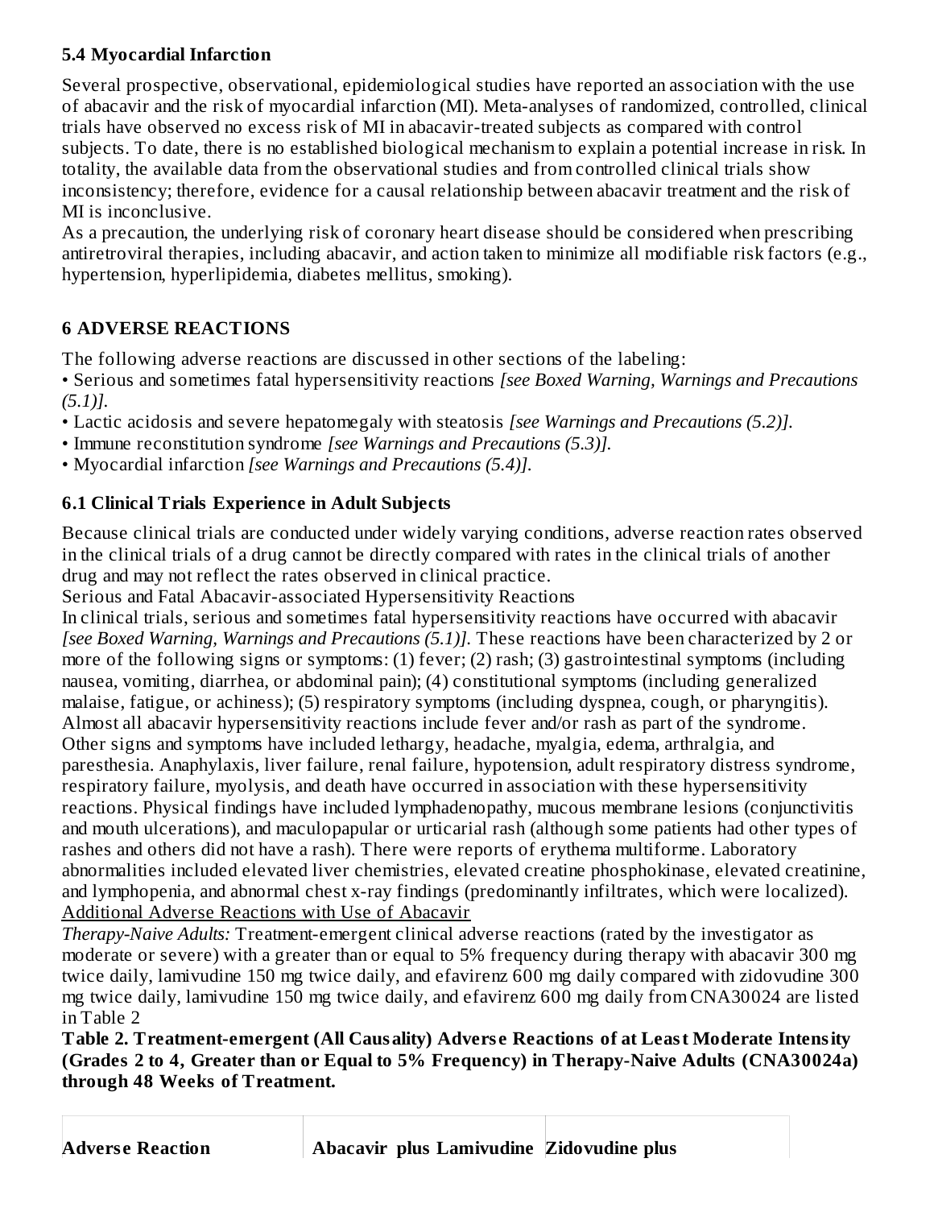### 5.4 Myocardial Infarction

Several prospective, observational, epidemiological studies have reported an association with the use of abacavir and the risk of myocardial infarction (MI). Meta-analyses of randomized, controlled, clinical trials have observed no excess risk of MI in abacavir-treated subjects as compared with control subjects. To date, there is no established biological mechanism to explain a potential increase in risk. In totality, the available data from the observational studies and from controlled clinical trials show inconsistency; therefore, evidence for a causal relationship between abacavir treatment and the risk of MI is inconclusive.

As a precaution, the underlying risk of coronary heart disease should be considered when prescribing antiretroviral therapies, including abacavir, and action taken to minimize all modifiable risk factors (e.g., hypertension, hyperlipidemia, diabetes mellitus, smoking).

## 6 ADVERSE REACTIONS

The following adverse reactions are discussed in other sections of the labeling:

- Serious and sometimes fatal hypersensitivity reactions *[see Boxed Warning, Warnings and Precautions (5.1)].*
- Lactic acidosis and severe hepatomegaly with steatosis *[see Warnings and Precautions (5.2)].*
- Immune reconstitution syndrome *[see Warnings and Precautions (5.3)].*
- Myocardial infarction *[see Warnings and Precautions (5.4)].*

### 6.1 Clinical Trials Experience in Adult Subjects

Because clinical trials are conducted under widely varying conditions, adverse reaction rates observed in the clinical trials of a drug cannot be directly compared with rates in the clinical trials of another drug and may not reflect the rates observed in clinical practice.

Serious and Fatal Abacavir-associated Hypersensitivity Reactions

In clinical trials, serious and sometimes fatal hypersensitivity reactions have occurred with abacavir *[see Boxed Warning, Warnings and Precautions (5.1)].* These reactions have been characterized by 2 or more of the following signs or symptoms: (1) fever; (2) rash; (3) gastrointestinal symptoms (including nausea, vomiting, diarrhea, or abdominal pain); (4) constitutional symptoms (including generalized malaise, fatigue, or achiness); (5) respiratory symptoms (including dyspnea, cough, or pharyngitis). Almost all abacavir hypersensitivity reactions include fever and/or rash as part of the syndrome. Other signs and symptoms have included lethargy, headache, myalgia, edema, arthralgia, and paresthesia. Anaphylaxis, liver failure, renal failure, hypotension, adult respiratory distress syndrome, respiratory failure, myolysis, and death have occurred in association with these hypersensitivity reactions. Physical findings have included lymphadenopathy, mucous membrane lesions (conjunctivitis and mouth ulcerations), and maculopapular or urticarial rash (although some patients had other types of rashes and others did not have a rash). There were reports of erythema multiforme. Laboratory abnormalities included elevated liver chemistries, elevated creatine phosphokinase, elevated creatinine, and lymphopenia, and abnormal chest x-ray findings (predominantly infiltrates, which were localized).

Additional Adverse Reactions with Use of Abacavir

*Therapy-Naive Adults:* Treatment-emergent clinical adverse reactions (rated by the investigator as moderate or severe) with a greater than or equal to 5% frequency during therapy with abacavir 300 mg twice daily, lamivudine 150 mg twice daily, and efavirenz 600 mg daily compared with zidovudine 300 mg twice daily, lamivudine 150 mg twice daily, and efavirenz 600 mg daily from CNA30024 are listed in Table 2

**Table 2. Treatment-emergent (All Causality) Adverse Reactions of at Least Moderate Intensity (Grades 2 to 4, Greater than or Equal to 5% Frequency) in Therapy-Naive Adults (CNA30024a) through 48 Weeks of Treatment.**

| Adverse Reaction | Abacavir plus Lamivudine | Zidovudine plus |
|---|---|---|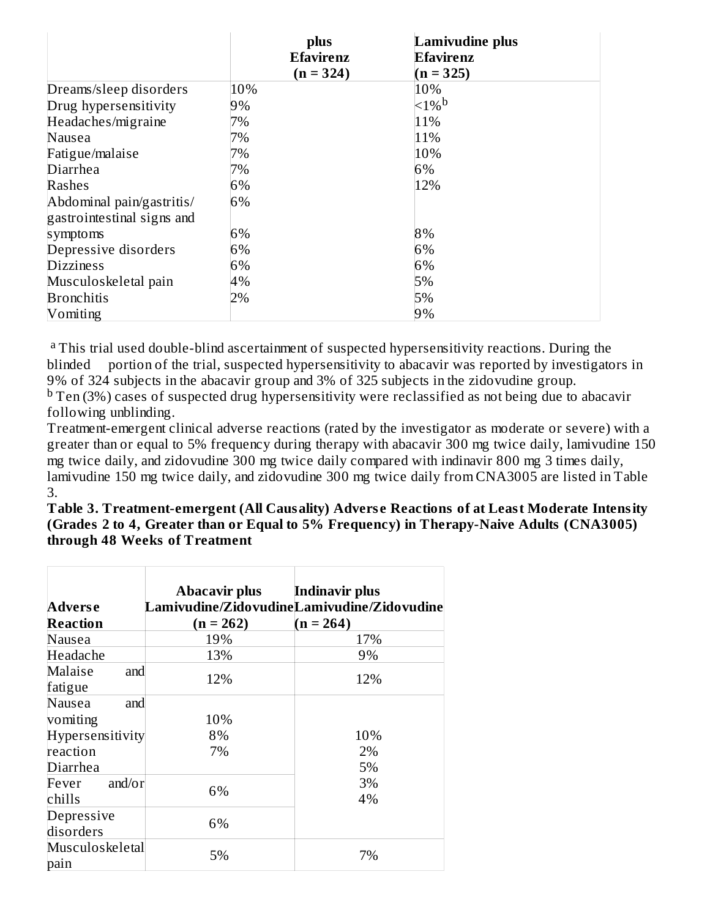| | plus Efavirenz (n = 324) | Lamivudine plus Efavirenz (n = 325) |
|---|---|---|
| Dreams/sleep disorders | 10% | 10% |
| Drug hypersensitivity | 9% | <1%[b] |
| Headaches/migraine | 7% | 11% |
| Nausea | 7% | 11% |
| Fatigue/malaise | 7% | 10% |
| Diarrhea | 7% | 6% |
| Rashes | 6% | 12% |
| Abdominal pain/gastritis/ | 6% | |
| gastrointestinal signs and symptoms | 6% | 8% |
| Depressive disorders | 6% | 6% |
| Dizziness | 6% | 6% |
| Musculoskeletal pain | 4% | 5% |
| Bronchitis | 2% | 5% |
| Vomiting | | 9% |

[a] This trial used double-blind ascertainment of suspected hypersensitivity reactions. During the blinded portion of the trial, suspected hypersensitivity to abacavir was reported by investigators in 9% of 324 subjects in the abacavir group and 3% of 325 subjects in the zidovudine group.

[b] Ten (3%) cases of suspected drug hypersensitivity were reclassified as not being due to abacavir following unblinding.

Treatment-emergent clinical adverse reactions (rated by the investigator as moderate or severe) with a greater than or equal to 5% frequency during therapy with abacavir 300 mg twice daily, lamivudine 150 mg twice daily, and zidovudine 300 mg twice daily compared with indinavir 800 mg 3 times daily, lamivudine 150 mg twice daily, and zidovudine 300 mg twice daily from CNA3005 are listed in Table 3.

**Table 3. Treatment-emergent (All Causality) Adverse Reactions of at Least Moderate Intensity (Grades 2 to 4, Greater than or Equal to 5% Frequency) in Therapy-Naive Adults (CNA3005) through 48 Weeks of Treatment**

| Adverse Reaction | Abacavir plus Lamivudine/Zidovudine (n = 262) | Indinavir plus Lamivudine/Zidovudine (n = 264) |
|---|---|---|
| Nausea | 19% | 17% |
| Headache | 13% | 9% |
| Malaise and fatigue | 12% | 12% |
| Nausea and vomiting | 10% | 10% |
| Hypersensitivity reaction | 8% | 2% |
| Diarrhea | 7% | 5% |
| Fever and/or chills | 6% | 3% |
| Depressive disorders | 6% | 4% |
| Musculoskeletal pain | 5% | 7% |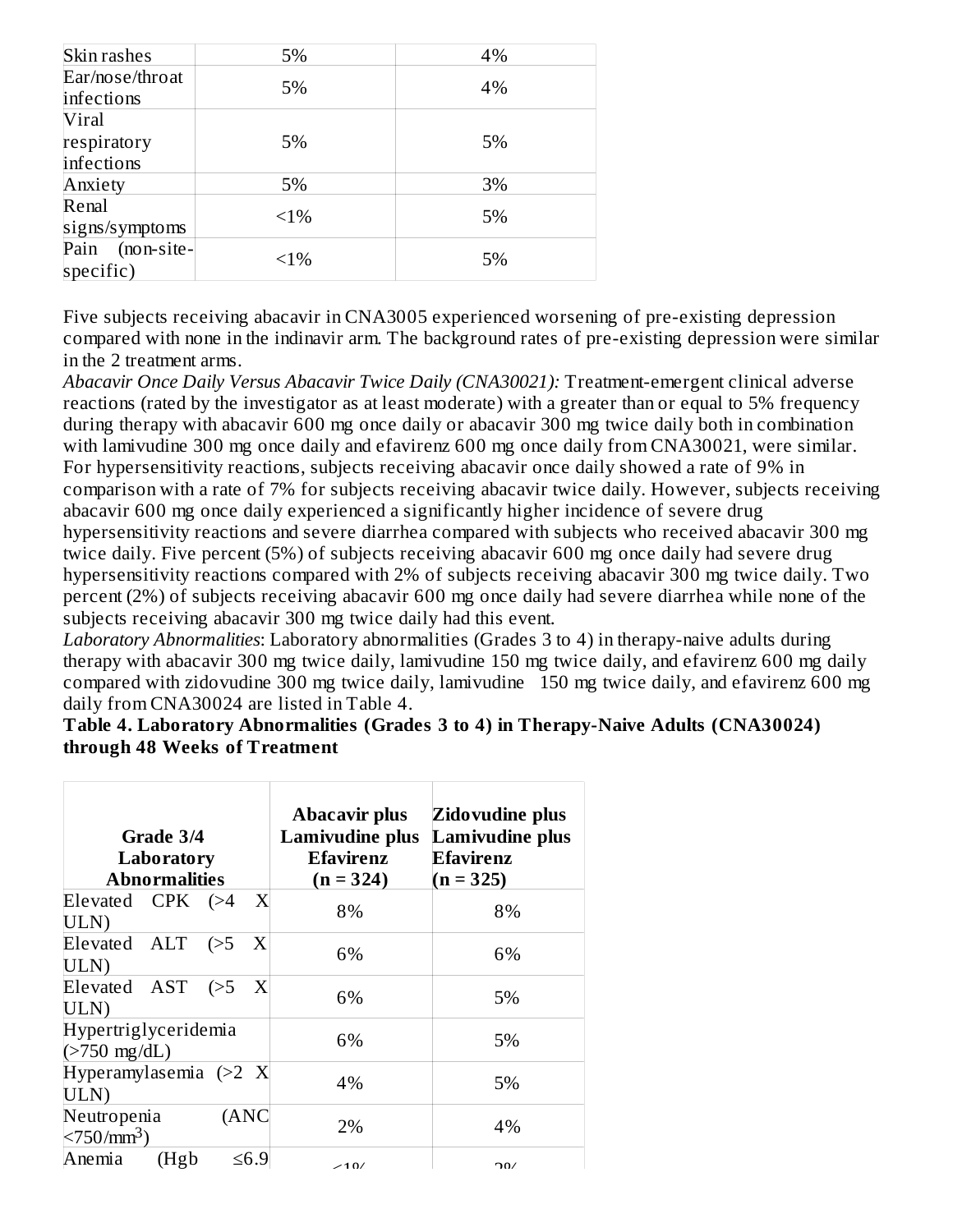| | | |
|---|---|---|
| Skin rashes | 5% | 4% |
| Ear/nose/throat infections | 5% | 4% |
| Viral respiratory infections | 5% | 5% |
| Anxiety | 5% | 3% |
| Renal signs/symptoms | <1% | 5% |
| Pain (non-site-specific) | <1% | 5% |

Five subjects receiving abacavir in CNA3005 experienced worsening of pre-existing depression compared with none in the indinavir arm. The background rates of pre-existing depression were similar in the 2 treatment arms.

*Abacavir Once Daily Versus Abacavir Twice Daily (CNA30021):* Treatment-emergent clinical adverse reactions (rated by the investigator as at least moderate) with a greater than or equal to 5% frequency during therapy with abacavir 600 mg once daily or abacavir 300 mg twice daily both in combination with lamivudine 300 mg once daily and efavirenz 600 mg once daily from CNA30021, were similar. For hypersensitivity reactions, subjects receiving abacavir once daily showed a rate of 9% in comparison with a rate of 7% for subjects receiving abacavir twice daily. However, subjects receiving abacavir 600 mg once daily experienced a significantly higher incidence of severe drug hypersensitivity reactions and severe diarrhea compared with subjects who received abacavir 300 mg twice daily. Five percent (5%) of subjects receiving abacavir 600 mg once daily had severe drug hypersensitivity reactions compared with 2% of subjects receiving abacavir 300 mg twice daily. Two percent (2%) of subjects receiving abacavir 600 mg once daily had severe diarrhea while none of the subjects receiving abacavir 300 mg twice daily had this event.

*Laboratory Abnormalities*: Laboratory abnormalities (Grades 3 to 4) in therapy-naive adults during therapy with abacavir 300 mg twice daily, lamivudine 150 mg twice daily, and efavirenz 600 mg daily compared with zidovudine 300 mg twice daily, lamivudine 150 mg twice daily, and efavirenz 600 mg daily from CNA30024 are listed in Table 4.

**Table 4. Laboratory Abnormalities (Grades 3 to 4) in Therapy-Naive Adults (CNA30024) through 48 Weeks of Treatment**

| Grade 3/4 Laboratory Abnormalities | Abacavir plus Lamivudine plus Efavirenz (n = 324) | Zidovudine plus Lamivudine plus Efavirenz (n = 325) |
|---|---|---|
| Elevated CPK (>4 X ULN) | 8% | 8% |
| Elevated ALT (>5 X ULN) | 6% | 6% |
| Elevated AST (>5 X ULN) | 6% | 5% |
| Hypertriglyceridemia (>750 mg/dL) | 6% | 5% |
| Hyperamylasemia (>2 X ULN) | 4% | 5% |
| Neutropenia (ANC <750/mm$^3$) | 2% | 4% |
| Anemia (Hgb ≤6.9 | <1% | 2% |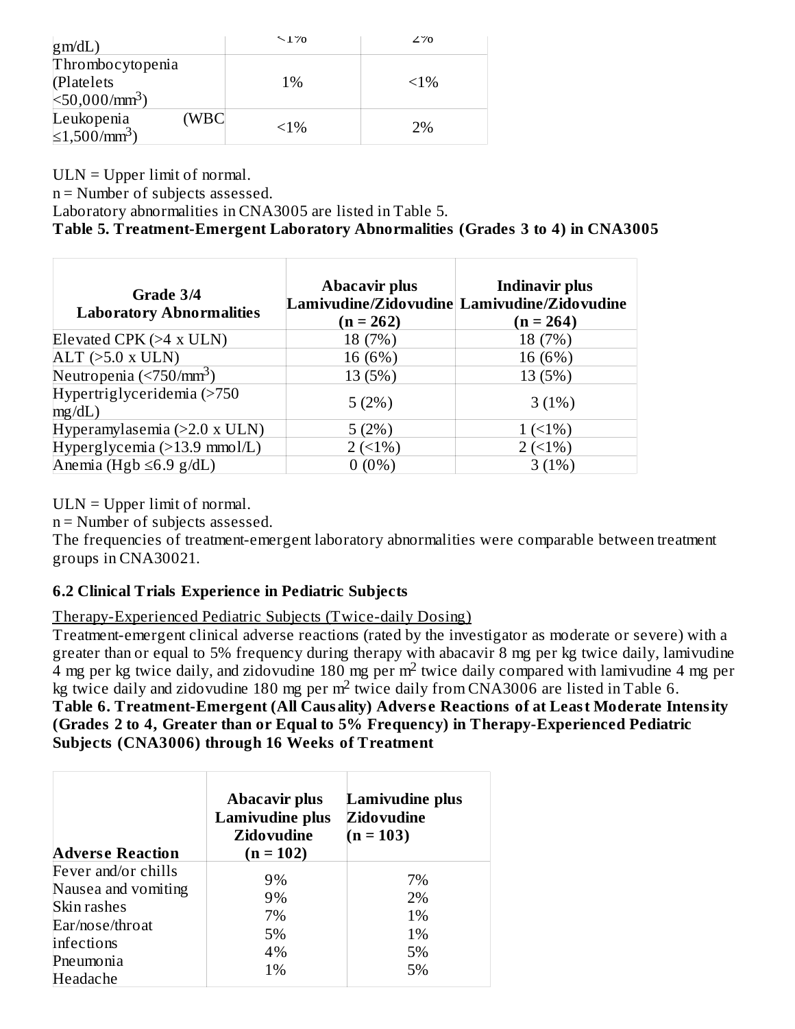| | | |
|---|---|---|
| gm/dL) | <1% | 2% |
| Thrombocytopenia (Platelets <50,000/mm$^3$) | 1% | <1% |
| Leukopenia (WBC ≤1,500/mm$^3$) | <1% | 2% |

ULN = Upper limit of normal.
n = Number of subjects assessed.
Laboratory abnormalities in CNA3005 are listed in Table 5.

**Table 5. Treatment-Emergent Laboratory Abnormalities (Grades 3 to 4) in CNA3005**

| Grade 3/4 Laboratory Abnormalities | Abacavir plus Lamivudine/Zidovudine (n = 262) | Indinavir plus Lamivudine/Zidovudine (n = 264) |
|---|---|---|
| Elevated CPK (>4 x ULN) | 18 (7%) | 18 (7%) |
| ALT (>5.0 x ULN) | 16 (6%) | 16 (6%) |
| Neutropenia (<750/mm$^3$) | 13 (5%) | 13 (5%) |
| Hypertriglyceridemia (>750 mg/dL) | 5 (2%) | 3 (1%) |
| Hyperamylasemia (>2.0 x ULN) | 5 (2%) | 1 (<1%) |
| Hyperglycemia (>13.9 mmol/L) | 2 (<1%) | 2 (<1%) |
| Anemia (Hgb ≤6.9 g/dL) | 0 (0%) | 3 (1%) |

ULN = Upper limit of normal.
n = Number of subjects assessed.
The frequencies of treatment-emergent laboratory abnormalities were comparable between treatment groups in CNA30021.

## 6.2 Clinical Trials Experience in Pediatric Subjects

Therapy-Experienced Pediatric Subjects (Twice-daily Dosing)

Treatment-emergent clinical adverse reactions (rated by the investigator as moderate or severe) with a greater than or equal to 5% frequency during therapy with abacavir 8 mg per kg twice daily, lamivudine 4 mg per kg twice daily, and zidovudine 180 mg per m$^2$ twice daily compared with lamivudine 4 mg per kg twice daily and zidovudine 180 mg per m$^2$ twice daily from CNA3006 are listed in Table 6.

**Table 6. Treatment-Emergent (All Causality) Adverse Reactions of at Least Moderate Intensity (Grades 2 to 4, Greater than or Equal to 5% Frequency) in Therapy-Experienced Pediatric Subjects (CNA3006) through 16 Weeks of Treatment**

| Adverse Reaction | Abacavir plus Lamivudine plus Zidovudine (n = 102) | Lamivudine plus Zidovudine (n = 103) |
|---|---|---|
| Fever and/or chills | 9% | 7% |
| Nausea and vomiting | 9% | 2% |
| Skin rashes | 7% | 1% |
| Ear/nose/throat infections | 5% | 1% |
| Pneumonia | 4% | 5% |
| Headache | 1% | 5% |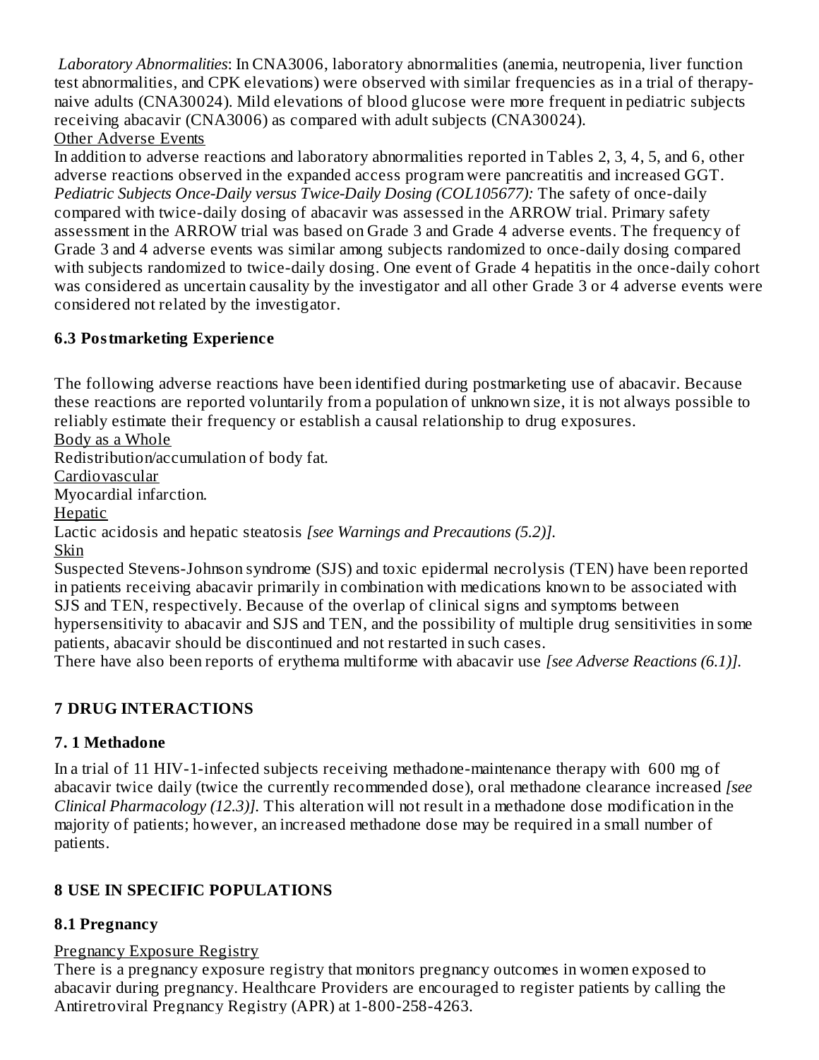*Laboratory Abnormalities*: In CNA3006, laboratory abnormalities (anemia, neutropenia, liver function test abnormalities, and CPK elevations) were observed with similar frequencies as in a trial of therapy-naive adults (CNA30024). Mild elevations of blood glucose were more frequent in pediatric subjects receiving abacavir (CNA3006) as compared with adult subjects (CNA30024).

Other Adverse Events

In addition to adverse reactions and laboratory abnormalities reported in Tables 2, 3, 4, 5, and 6, other adverse reactions observed in the expanded access program were pancreatitis and increased GGT.

*Pediatric Subjects Once-Daily versus Twice-Daily Dosing (COL105677):* The safety of once-daily compared with twice-daily dosing of abacavir was assessed in the ARROW trial. Primary safety assessment in the ARROW trial was based on Grade 3 and Grade 4 adverse events. The frequency of Grade 3 and 4 adverse events was similar among subjects randomized to once-daily dosing compared with subjects randomized to twice-daily dosing. One event of Grade 4 hepatitis in the once-daily cohort was considered as uncertain causality by the investigator and all other Grade 3 or 4 adverse events were considered not related by the investigator.

### 6.3 Postmarketing Experience

The following adverse reactions have been identified during postmarketing use of abacavir. Because these reactions are reported voluntarily from a population of unknown size, it is not always possible to reliably estimate their frequency or establish a causal relationship to drug exposures.

Body as a Whole

Redistribution/accumulation of body fat.

Cardiovascular

Myocardial infarction.

Hepatic

Lactic acidosis and hepatic steatosis *[see Warnings and Precautions (5.2)].*

Skin

Suspected Stevens-Johnson syndrome (SJS) and toxic epidermal necrolysis (TEN) have been reported in patients receiving abacavir primarily in combination with medications known to be associated with SJS and TEN, respectively. Because of the overlap of clinical signs and symptoms between hypersensitivity to abacavir and SJS and TEN, and the possibility of multiple drug sensitivities in some patients, abacavir should be discontinued and not restarted in such cases.

There have also been reports of erythema multiforme with abacavir use *[see Adverse Reactions (6.1)].*

## 7 DRUG INTERACTIONS

### 7. 1 Methadone

In a trial of 11 HIV-1-infected subjects receiving methadone-maintenance therapy with 600 mg of abacavir twice daily (twice the currently recommended dose), oral methadone clearance increased *[see Clinical Pharmacology (12.3)].* This alteration will not result in a methadone dose modification in the majority of patients; however, an increased methadone dose may be required in a small number of patients.

## 8 USE IN SPECIFIC POPULATIONS

### 8.1 Pregnancy

Pregnancy Exposure Registry

There is a pregnancy exposure registry that monitors pregnancy outcomes in women exposed to abacavir during pregnancy. Healthcare Providers are encouraged to register patients by calling the Antiretroviral Pregnancy Registry (APR) at 1-800-258-4263.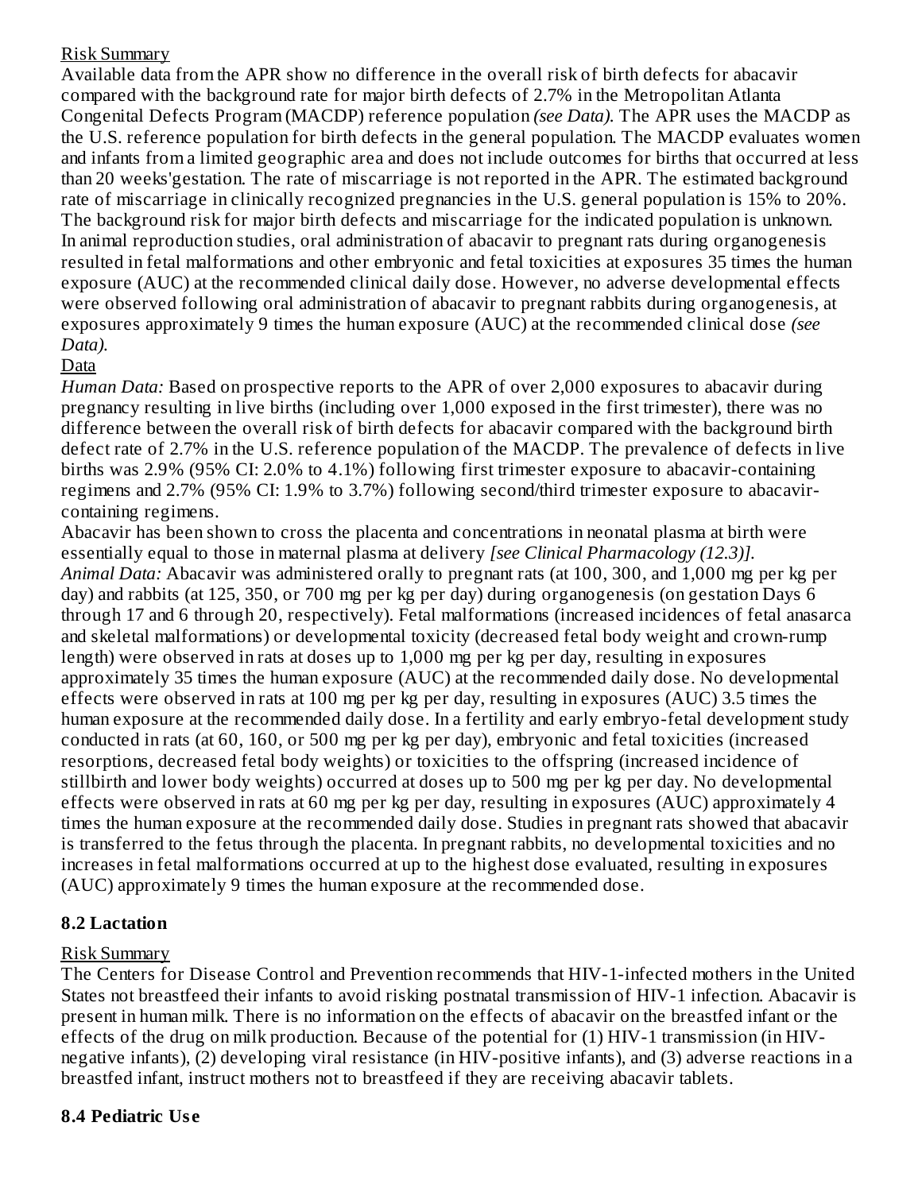Risk Summary

Available data from the APR show no difference in the overall risk of birth defects for abacavir compared with the background rate for major birth defects of 2.7% in the Metropolitan Atlanta Congenital Defects Program (MACDP) reference population *(see Data)*. The APR uses the MACDP as the U.S. reference population for birth defects in the general population. The MACDP evaluates women and infants from a limited geographic area and does not include outcomes for births that occurred at less than 20 weeks'gestation. The rate of miscarriage is not reported in the APR. The estimated background rate of miscarriage in clinically recognized pregnancies in the U.S. general population is 15% to 20%. The background risk for major birth defects and miscarriage for the indicated population is unknown. In animal reproduction studies, oral administration of abacavir to pregnant rats during organogenesis resulted in fetal malformations and other embryonic and fetal toxicities at exposures 35 times the human exposure (AUC) at the recommended clinical daily dose. However, no adverse developmental effects were observed following oral administration of abacavir to pregnant rabbits during organogenesis, at exposures approximately 9 times the human exposure (AUC) at the recommended clinical dose *(see Data)*.

Data

*Human Data:* Based on prospective reports to the APR of over 2,000 exposures to abacavir during pregnancy resulting in live births (including over 1,000 exposed in the first trimester), there was no difference between the overall risk of birth defects for abacavir compared with the background birth defect rate of 2.7% in the U.S. reference population of the MACDP. The prevalence of defects in live births was 2.9% (95% CI: 2.0% to 4.1%) following first trimester exposure to abacavir-containing regimens and 2.7% (95% CI: 1.9% to 3.7%) following second/third trimester exposure to abacavir-containing regimens.

Abacavir has been shown to cross the placenta and concentrations in neonatal plasma at birth were essentially equal to those in maternal plasma at delivery *[see Clinical Pharmacology (12.3)]*.

*Animal Data:* Abacavir was administered orally to pregnant rats (at 100, 300, and 1,000 mg per kg per day) and rabbits (at 125, 350, or 700 mg per kg per day) during organogenesis (on gestation Days 6 through 17 and 6 through 20, respectively). Fetal malformations (increased incidences of fetal anasarca and skeletal malformations) or developmental toxicity (decreased fetal body weight and crown-rump length) were observed in rats at doses up to 1,000 mg per kg per day, resulting in exposures approximately 35 times the human exposure (AUC) at the recommended daily dose. No developmental effects were observed in rats at 100 mg per kg per day, resulting in exposures (AUC) 3.5 times the human exposure at the recommended daily dose. In a fertility and early embryo-fetal development study conducted in rats (at 60, 160, or 500 mg per kg per day), embryonic and fetal toxicities (increased resorptions, decreased fetal body weights) or toxicities to the offspring (increased incidence of stillbirth and lower body weights) occurred at doses up to 500 mg per kg per day. No developmental effects were observed in rats at 60 mg per kg per day, resulting in exposures (AUC) approximately 4 times the human exposure at the recommended daily dose. Studies in pregnant rats showed that abacavir is transferred to the fetus through the placenta. In pregnant rabbits, no developmental toxicities and no increases in fetal malformations occurred at up to the highest dose evaluated, resulting in exposures (AUC) approximately 9 times the human exposure at the recommended dose.

### 8.2 Lactation

Risk Summary

The Centers for Disease Control and Prevention recommends that HIV-1-infected mothers in the United States not breastfeed their infants to avoid risking postnatal transmission of HIV-1 infection. Abacavir is present in human milk. There is no information on the effects of abacavir on the breastfed infant or the effects of the drug on milk production. Because of the potential for (1) HIV-1 transmission (in HIV-negative infants), (2) developing viral resistance (in HIV-positive infants), and (3) adverse reactions in a breastfed infant, instruct mothers not to breastfeed if they are receiving abacavir tablets.

### 8.4 Pediatric Use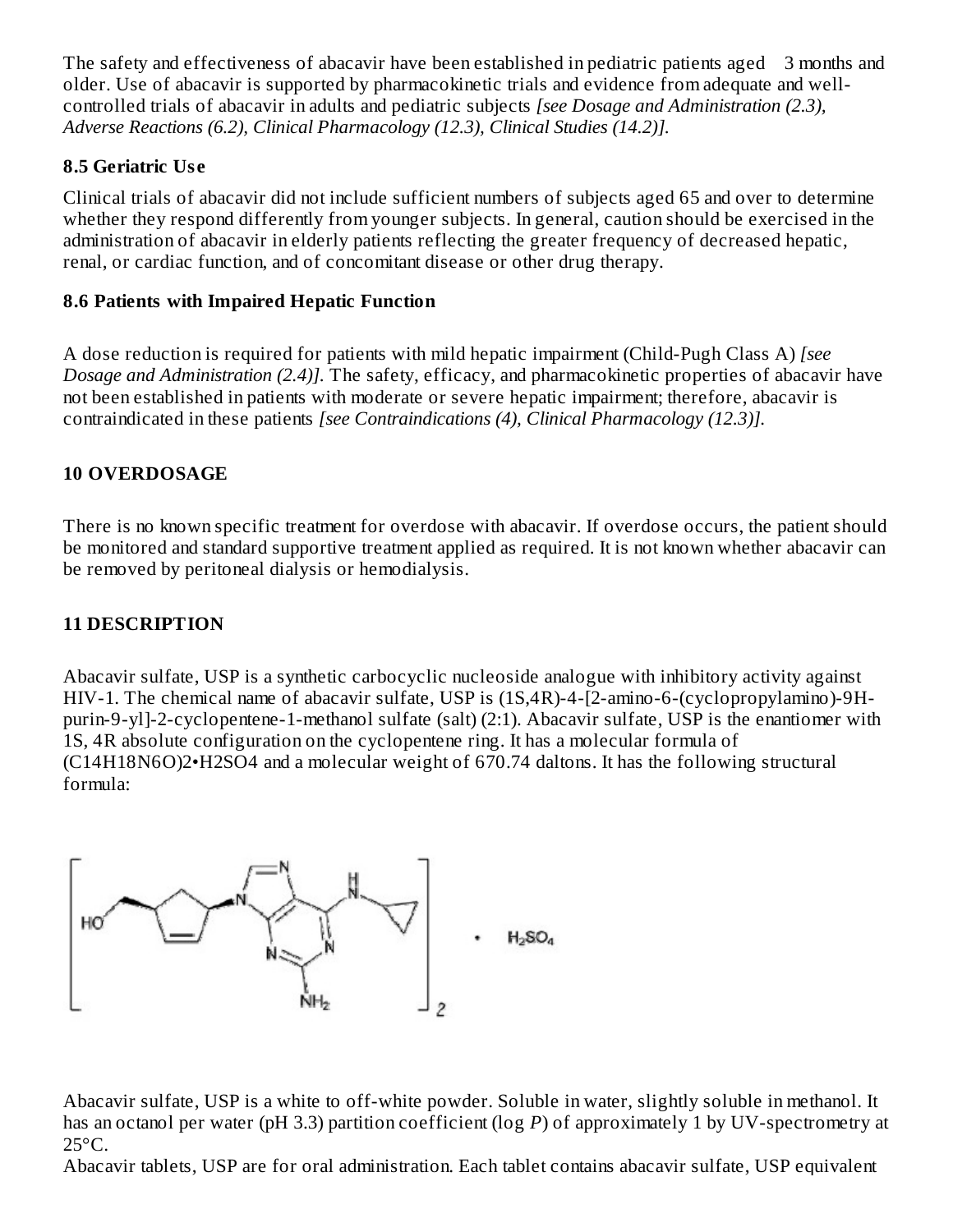The safety and effectiveness of abacavir have been established in pediatric patients aged 3 months and older. Use of abacavir is supported by pharmacokinetic trials and evidence from adequate and well-controlled trials of abacavir in adults and pediatric subjects *[see Dosage and Administration (2.3), Adverse Reactions (6.2), Clinical Pharmacology (12.3), Clinical Studies (14.2)].*

### 8.5 Geriatric Use

Clinical trials of abacavir did not include sufficient numbers of subjects aged 65 and over to determine whether they respond differently from younger subjects. In general, caution should be exercised in the administration of abacavir in elderly patients reflecting the greater frequency of decreased hepatic, renal, or cardiac function, and of concomitant disease or other drug therapy.

### 8.6 Patients with Impaired Hepatic Function

A dose reduction is required for patients with mild hepatic impairment (Child-Pugh Class A) *[see Dosage and Administration (2.4)].* The safety, efficacy, and pharmacokinetic properties of abacavir have not been established in patients with moderate or severe hepatic impairment; therefore, abacavir is contraindicated in these patients *[see Contraindications (4), Clinical Pharmacology (12.3)].*

## 10 OVERDOSAGE

There is no known specific treatment for overdose with abacavir. If overdose occurs, the patient should be monitored and standard supportive treatment applied as required. It is not known whether abacavir can be removed by peritoneal dialysis or hemodialysis.

## 11 DESCRIPTION

Abacavir sulfate, USP is a synthetic carbocyclic nucleoside analogue with inhibitory activity against HIV-1. The chemical name of abacavir sulfate, USP is (1S,4R)-4-[2-amino-6-(cyclopropylamino)-9H-purin-9-yl]-2-cyclopentene-1-methanol sulfate (salt) (2:1). Abacavir sulfate, USP is the enantiomer with 1S, 4R absolute configuration on the cyclopentene ring. It has a molecular formula of $(C_{14}H_{18}N_6O)_2 \cdot H_2SO_4$ and a molecular weight of 670.74 daltons. It has the following structural formula:

Abacavir sulfate, USP is a white to off-white powder. Soluble in water, slightly soluble in methanol. It has an octanol per water (pH 3.3) partition coefficient (log *P*) of approximately 1 by UV-spectrometry at 25°C.

Abacavir tablets, USP are for oral administration. Each tablet contains abacavir sulfate, USP equivalent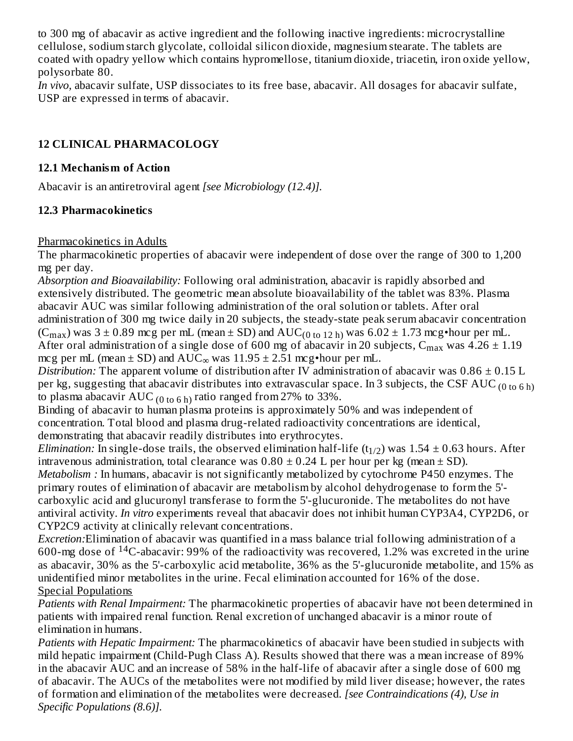to 300 mg of abacavir as active ingredient and the following inactive ingredients: microcrystalline cellulose, sodium starch glycolate, colloidal silicon dioxide, magnesium stearate. The tablets are coated with opadry yellow which contains hypromellose, titanium dioxide, triacetin, iron oxide yellow, polysorbate 80.

*In vivo*, abacavir sulfate, USP dissociates to its free base, abacavir. All dosages for abacavir sulfate, USP are expressed in terms of abacavir.

## 12 CLINICAL PHARMACOLOGY

### 12.1 Mechanism of Action

Abacavir is an antiretroviral agent *[see Microbiology (12.4)]*.

### 12.3 Pharmacokinetics

Pharmacokinetics in Adults

The pharmacokinetic properties of abacavir were independent of dose over the range of 300 to 1,200 mg per day.

*Absorption and Bioavailability:* Following oral administration, abacavir is rapidly absorbed and extensively distributed. The geometric mean absolute bioavailability of the tablet was 83%. Plasma abacavir AUC was similar following administration of the oral solution or tablets. After oral administration of 300 mg twice daily in 20 subjects, the steady-state peak serum abacavir concentration ($C_{max}$) was $3 \pm 0.89$ mcg per mL (mean ± SD) and $AUC_{(0\ to\ 12\ h)}$ was $6.02 \pm 1.73$ mcg•hour per mL. After oral administration of a single dose of 600 mg of abacavir in 20 subjects, $C_{max}$ was $4.26 \pm 1.19$ mcg per mL (mean ± SD) and $AUC_{\infty}$ was $11.95 \pm 2.51$ mcg•hour per mL.

*Distribution:* The apparent volume of distribution after IV administration of abacavir was $0.86 \pm 0.15$ L per kg, suggesting that abacavir distributes into extravascular space. In 3 subjects, the CSF $AUC_{(0\ to\ 6\ h)}$ to plasma abacavir $AUC_{(0\ to\ 6\ h)}$ ratio ranged from 27% to 33%.

Binding of abacavir to human plasma proteins is approximately 50% and was independent of concentration. Total blood and plasma drug-related radioactivity concentrations are identical, demonstrating that abacavir readily distributes into erythrocytes.

*Elimination:* In single-dose trails, the observed elimination half-life ($t_{1/2}$) was $1.54 \pm 0.63$ hours. After intravenous administration, total clearance was $0.80 \pm 0.24$ L per hour per kg (mean ± SD).

*Metabolism :* In humans, abacavir is not significantly metabolized by cytochrome P450 enzymes. The primary routes of elimination of abacavir are metabolism by alcohol dehydrogenase to form the 5'-carboxylic acid and glucuronyl transferase to form the 5'-glucuronide. The metabolites do not have antiviral activity. *In vitro* experiments reveal that abacavir does not inhibit human CYP3A4, CYP2D6, or CYP2C9 activity at clinically relevant concentrations.

*Excretion:*Elimination of abacavir was quantified in a mass balance trial following administration of a 600-mg dose of $^{14}C$-abacavir: 99% of the radioactivity was recovered, 1.2% was excreted in the urine as abacavir, 30% as the 5'-carboxylic acid metabolite, 36% as the 5'-glucuronide metabolite, and 15% as unidentified minor metabolites in the urine. Fecal elimination accounted for 16% of the dose.

Special Populations

*Patients with Renal Impairment:* The pharmacokinetic properties of abacavir have not been determined in patients with impaired renal function. Renal excretion of unchanged abacavir is a minor route of elimination in humans.

*Patients with Hepatic Impairment:* The pharmacokinetics of abacavir have been studied in subjects with mild hepatic impairment (Child-Pugh Class A). Results showed that there was a mean increase of 89% in the abacavir AUC and an increase of 58% in the half-life of abacavir after a single dose of 600 mg of abacavir. The AUCs of the metabolites were not modified by mild liver disease; however, the rates of formation and elimination of the metabolites were decreased. *[see Contraindications (4), Use in Specific Populations (8.6)].*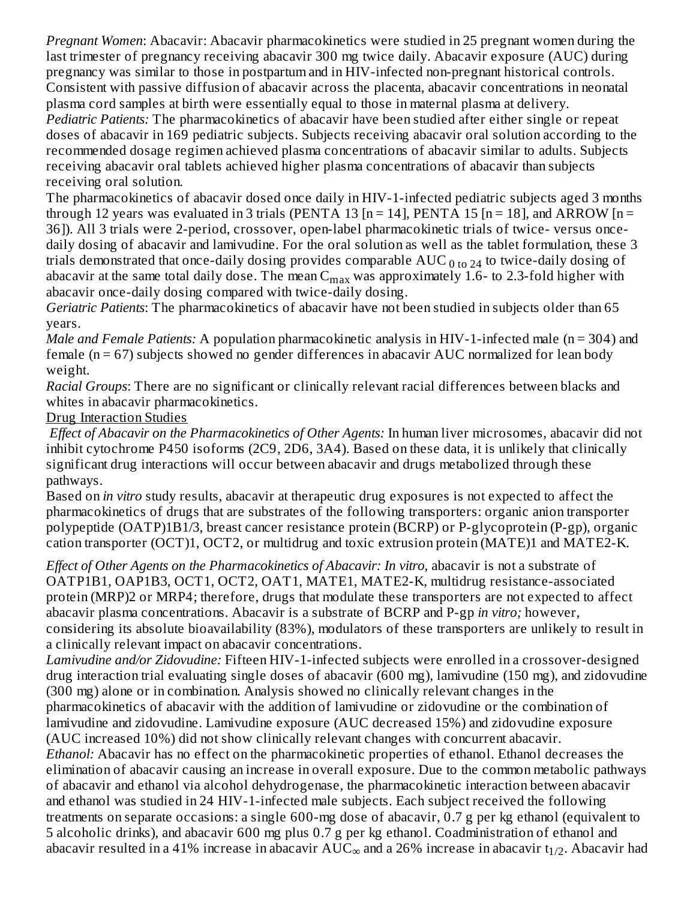*Pregnant Women*: Abacavir: Abacavir pharmacokinetics were studied in 25 pregnant women during the last trimester of pregnancy receiving abacavir 300 mg twice daily. Abacavir exposure (AUC) during pregnancy was similar to those in postpartum and in HIV-infected non-pregnant historical controls. Consistent with passive diffusion of abacavir across the placenta, abacavir concentrations in neonatal plasma cord samples at birth were essentially equal to those in maternal plasma at delivery.

*Pediatric Patients:* The pharmacokinetics of abacavir have been studied after either single or repeat doses of abacavir in 169 pediatric subjects. Subjects receiving abacavir oral solution according to the recommended dosage regimen achieved plasma concentrations of abacavir similar to adults. Subjects receiving abacavir oral tablets achieved higher plasma concentrations of abacavir than subjects receiving oral solution.

The pharmacokinetics of abacavir dosed once daily in HIV-1-infected pediatric subjects aged 3 months through 12 years was evaluated in 3 trials (PENTA 13 [n = 14], PENTA 15 [n = 18], and ARROW [n = 36]). All 3 trials were 2-period, crossover, open-label pharmacokinetic trials of twice- versus once-daily dosing of abacavir and lamivudine. For the oral solution as well as the tablet formulation, these 3 trials demonstrated that once-daily dosing provides comparable $AUC_{0\ to\ 24}$ to twice-daily dosing of abacavir at the same total daily dose. The mean $C_{max}$ was approximately 1.6- to 2.3-fold higher with abacavir once-daily dosing compared with twice-daily dosing.

*Geriatric Patients*: The pharmacokinetics of abacavir have not been studied in subjects older than 65 years.

*Male and Female Patients:* A population pharmacokinetic analysis in HIV-1-infected male (n = 304) and female (n = 67) subjects showed no gender differences in abacavir AUC normalized for lean body weight.

*Racial Groups*: There are no significant or clinically relevant racial differences between blacks and whites in abacavir pharmacokinetics.

Drug Interaction Studies

*Effect of Abacavir on the Pharmacokinetics of Other Agents:* In human liver microsomes, abacavir did not inhibit cytochrome P450 isoforms (2C9, 2D6, 3A4). Based on these data, it is unlikely that clinically significant drug interactions will occur between abacavir and drugs metabolized through these pathways.

Based on *in vitro* study results, abacavir at therapeutic drug exposures is not expected to affect the pharmacokinetics of drugs that are substrates of the following transporters: organic anion transporter polypeptide (OATP)1B1/3, breast cancer resistance protein (BCRP) or P-glycoprotein (P-gp), organic cation transporter (OCT)1, OCT2, or multidrug and toxic extrusion protein (MATE)1 and MATE2-K.

*Effect of Other Agents on the Pharmacokinetics of Abacavir: In vitro,* abacavir is not a substrate of OATP1B1, OAP1B3, OCT1, OCT2, OAT1, MATE1, MATE2-K, multidrug resistance-associated protein (MRP)2 or MRP4; therefore, drugs that modulate these transporters are not expected to affect abacavir plasma concentrations. Abacavir is a substrate of BCRP and P-gp *in vitro;* however, considering its absolute bioavailability (83%), modulators of these transporters are unlikely to result in a clinically relevant impact on abacavir concentrations.

*Lamivudine and/or Zidovudine:* Fifteen HIV-1-infected subjects were enrolled in a crossover-designed drug interaction trial evaluating single doses of abacavir (600 mg), lamivudine (150 mg), and zidovudine (300 mg) alone or in combination. Analysis showed no clinically relevant changes in the pharmacokinetics of abacavir with the addition of lamivudine or zidovudine or the combination of lamivudine and zidovudine. Lamivudine exposure (AUC decreased 15%) and zidovudine exposure (AUC increased 10%) did not show clinically relevant changes with concurrent abacavir.

*Ethanol:* Abacavir has no effect on the pharmacokinetic properties of ethanol. Ethanol decreases the elimination of abacavir causing an increase in overall exposure. Due to the common metabolic pathways of abacavir and ethanol via alcohol dehydrogenase, the pharmacokinetic interaction between abacavir and ethanol was studied in 24 HIV-1-infected male subjects. Each subject received the following treatments on separate occasions: a single 600-mg dose of abacavir, 0.7 g per kg ethanol (equivalent to 5 alcoholic drinks), and abacavir 600 mg plus 0.7 g per kg ethanol. Coadministration of ethanol and abacavir resulted in a 41% increase in abacavir $AUC_{\infty}$ and a 26% increase in abacavir $t_{1/2}$. Abacavir had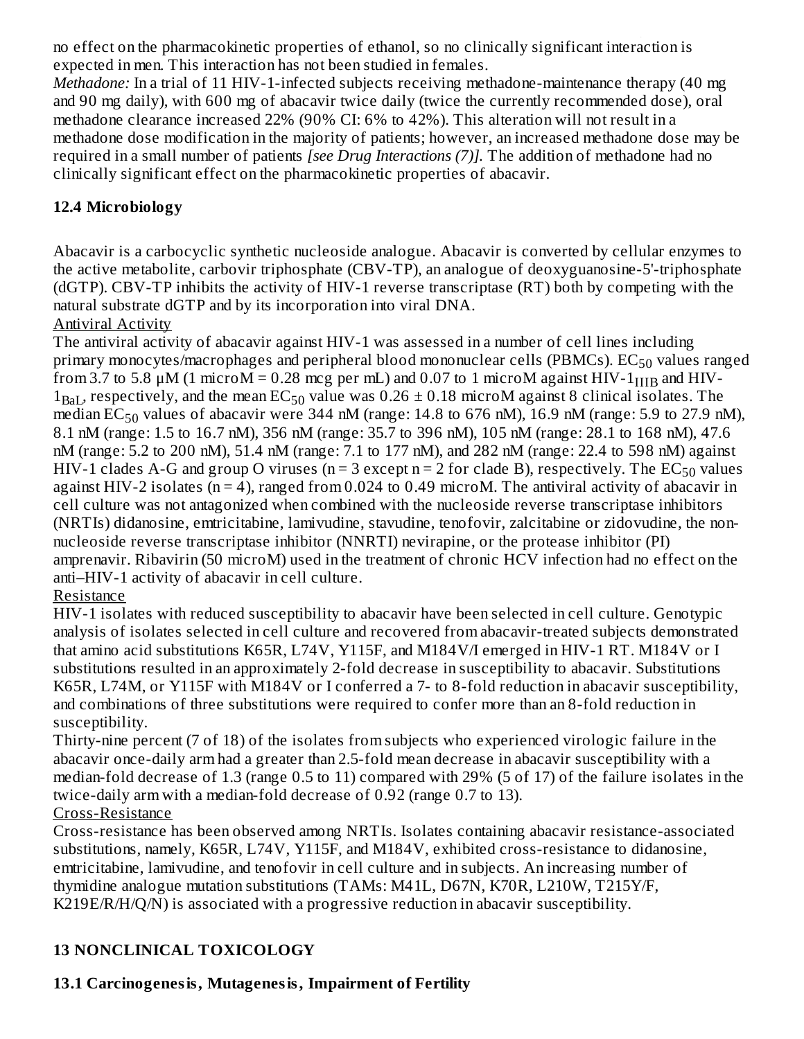no effect on the pharmacokinetic properties of ethanol, so no clinically significant interaction is expected in men. This interaction has not been studied in females.

*Methadone:* In a trial of 11 HIV-1-infected subjects receiving methadone-maintenance therapy (40 mg and 90 mg daily), with 600 mg of abacavir twice daily (twice the currently recommended dose), oral methadone clearance increased 22% (90% CI: 6% to 42%). This alteration will not result in a methadone dose modification in the majority of patients; however, an increased methadone dose may be required in a small number of patients *[see Drug Interactions (7)].* The addition of methadone had no clinically significant effect on the pharmacokinetic properties of abacavir.

### 12.4 Microbiology

Abacavir is a carbocyclic synthetic nucleoside analogue. Abacavir is converted by cellular enzymes to the active metabolite, carbovir triphosphate (CBV-TP), an analogue of deoxyguanosine-5'-triphosphate (dGTP). CBV-TP inhibits the activity of HIV-1 reverse transcriptase (RT) both by competing with the natural substrate dGTP and by its incorporation into viral DNA.

Antiviral Activity

The antiviral activity of abacavir against HIV-1 was assessed in a number of cell lines including primary monocytes/macrophages and peripheral blood mononuclear cells (PBMCs). $EC_{50}$ values ranged from 3.7 to 5.8 μM (1 microM = 0.28 mcg per mL) and 0.07 to 1 microM against HIV-$1_{IIIB}$ and HIV-$1_{BaL}$, respectively, and the mean $EC_{50}$ value was 0.26 ± 0.18 microM against 8 clinical isolates. The median $EC_{50}$ values of abacavir were 344 nM (range: 14.8 to 676 nM), 16.9 nM (range: 5.9 to 27.9 nM), 8.1 nM (range: 1.5 to 16.7 nM), 356 nM (range: 35.7 to 396 nM), 105 nM (range: 28.1 to 168 nM), 47.6 nM (range: 5.2 to 200 nM), 51.4 nM (range: 7.1 to 177 nM), and 282 nM (range: 22.4 to 598 nM) against HIV-1 clades A-G and group O viruses (n = 3 except n = 2 for clade B), respectively. The $EC_{50}$ values against HIV-2 isolates (n = 4), ranged from 0.024 to 0.49 microM. The antiviral activity of abacavir in cell culture was not antagonized when combined with the nucleoside reverse transcriptase inhibitors (NRTIs) didanosine, emtricitabine, lamivudine, stavudine, tenofovir, zalcitabine or zidovudine, the non-nucleoside reverse transcriptase inhibitor (NNRTI) nevirapine, or the protease inhibitor (PI) amprenavir. Ribavirin (50 microM) used in the treatment of chronic HCV infection had no effect on the anti–HIV-1 activity of abacavir in cell culture.

Resistance

HIV-1 isolates with reduced susceptibility to abacavir have been selected in cell culture. Genotypic analysis of isolates selected in cell culture and recovered from abacavir-treated subjects demonstrated that amino acid substitutions K65R, L74V, Y115F, and M184V/I emerged in HIV-1 RT. M184V or I substitutions resulted in an approximately 2-fold decrease in susceptibility to abacavir. Substitutions K65R, L74M, or Y115F with M184V or I conferred a 7- to 8-fold reduction in abacavir susceptibility, and combinations of three substitutions were required to confer more than an 8-fold reduction in susceptibility.

Thirty-nine percent (7 of 18) of the isolates from subjects who experienced virologic failure in the abacavir once-daily arm had a greater than 2.5-fold mean decrease in abacavir susceptibility with a median-fold decrease of 1.3 (range 0.5 to 11) compared with 29% (5 of 17) of the failure isolates in the twice-daily arm with a median-fold decrease of 0.92 (range 0.7 to 13).

Cross-Resistance

Cross-resistance has been observed among NRTIs. Isolates containing abacavir resistance-associated substitutions, namely, K65R, L74V, Y115F, and M184V, exhibited cross-resistance to didanosine, emtricitabine, lamivudine, and tenofovir in cell culture and in subjects. An increasing number of thymidine analogue mutation substitutions (TAMs: M41L, D67N, K70R, L210W, T215Y/F, K219E/R/H/Q/N) is associated with a progressive reduction in abacavir susceptibility.

## 13 NONCLINICAL TOXICOLOGY

### 13.1 Carcinogenesis, Mutagenesis, Impairment of Fertility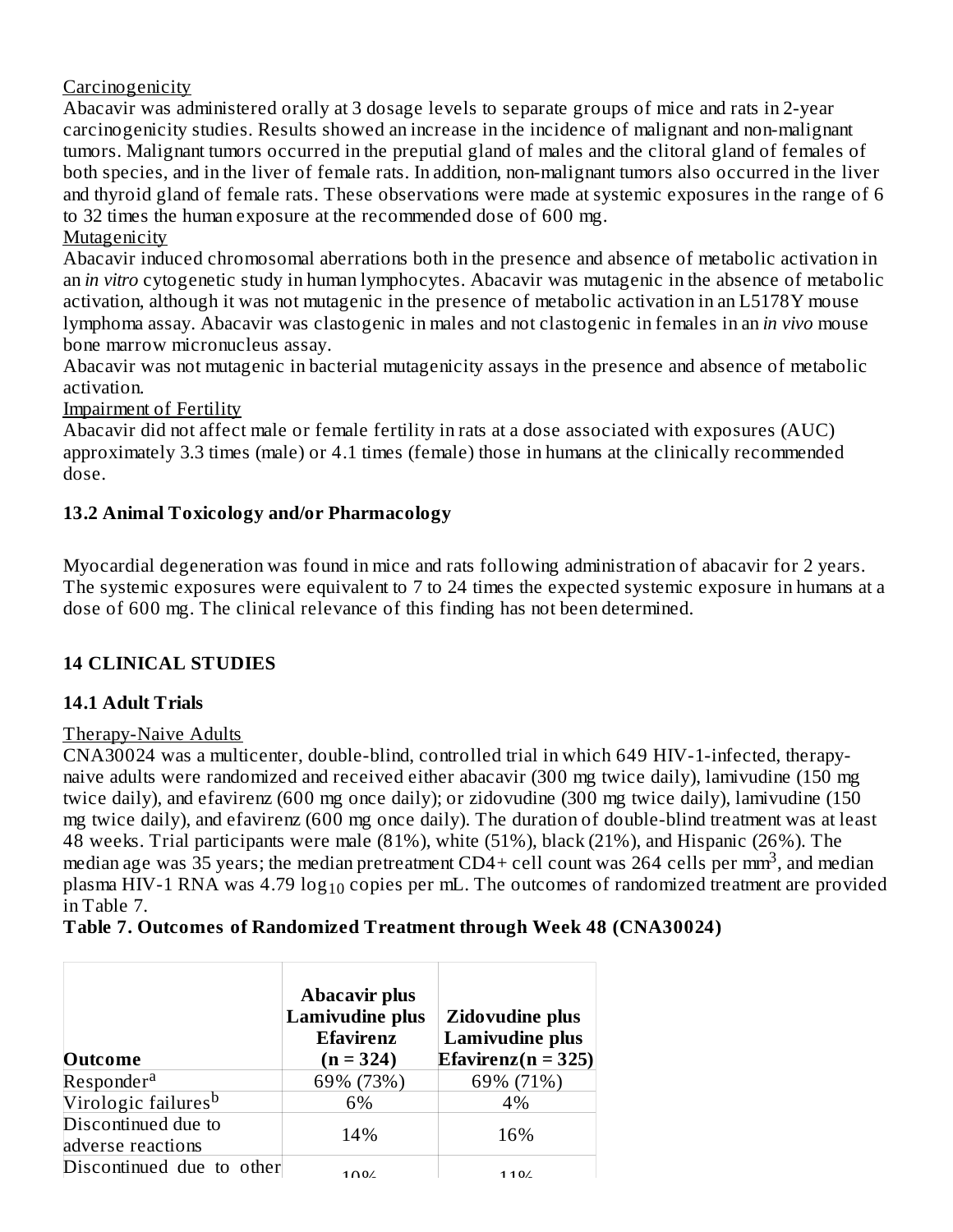Carcinogenicity

Abacavir was administered orally at 3 dosage levels to separate groups of mice and rats in 2-year carcinogenicity studies. Results showed an increase in the incidence of malignant and non-malignant tumors. Malignant tumors occurred in the preputial gland of males and the clitoral gland of females of both species, and in the liver of female rats. In addition, non-malignant tumors also occurred in the liver and thyroid gland of female rats. These observations were made at systemic exposures in the range of 6 to 32 times the human exposure at the recommended dose of 600 mg.

Mutagenicity

Abacavir induced chromosomal aberrations both in the presence and absence of metabolic activation in an *in vitro* cytogenetic study in human lymphocytes. Abacavir was mutagenic in the absence of metabolic activation, although it was not mutagenic in the presence of metabolic activation in an L5178Y mouse lymphoma assay. Abacavir was clastogenic in males and not clastogenic in females in an *in vivo* mouse bone marrow micronucleus assay.

Abacavir was not mutagenic in bacterial mutagenicity assays in the presence and absence of metabolic activation.

Impairment of Fertility

Abacavir did not affect male or female fertility in rats at a dose associated with exposures (AUC) approximately 3.3 times (male) or 4.1 times (female) those in humans at the clinically recommended dose.

### 13.2 Animal Toxicology and/or Pharmacology

Myocardial degeneration was found in mice and rats following administration of abacavir for 2 years. The systemic exposures were equivalent to 7 to 24 times the expected systemic exposure in humans at a dose of 600 mg. The clinical relevance of this finding has not been determined.

## 14 CLINICAL STUDIES

### 14.1 Adult Trials

Therapy-Naive Adults

CNA30024 was a multicenter, double-blind, controlled trial in which 649 HIV-1-infected, therapy-naive adults were randomized and received either abacavir (300 mg twice daily), lamivudine (150 mg twice daily), and efavirenz (600 mg once daily); or zidovudine (300 mg twice daily), lamivudine (150 mg twice daily), and efavirenz (600 mg once daily). The duration of double-blind treatment was at least 48 weeks. Trial participants were male (81%), white (51%), black (21%), and Hispanic (26%). The median age was 35 years; the median pretreatment CD4+ cell count was 264 cells per $mm^3$, and median plasma HIV-1 RNA was 4.79 $\log_{10}$ copies per mL. The outcomes of randomized treatment are provided in Table 7.

**Table 7. Outcomes of Randomized Treatment through Week 48 (CNA30024)**

| Outcome | Abacavir plus Lamivudine plus Efavirenz (n = 324) | Zidovudine plus Lamivudine plus Efavirenz(n = 325) |
|---|---|---|
| Responder[a] | 69% (73%) | 69% (71%) |
| Virologic failures[b] | 6% | 4% |
| Discontinued due to adverse reactions | 14% | 16% |
| Discontinued due to other | 10% | 11% |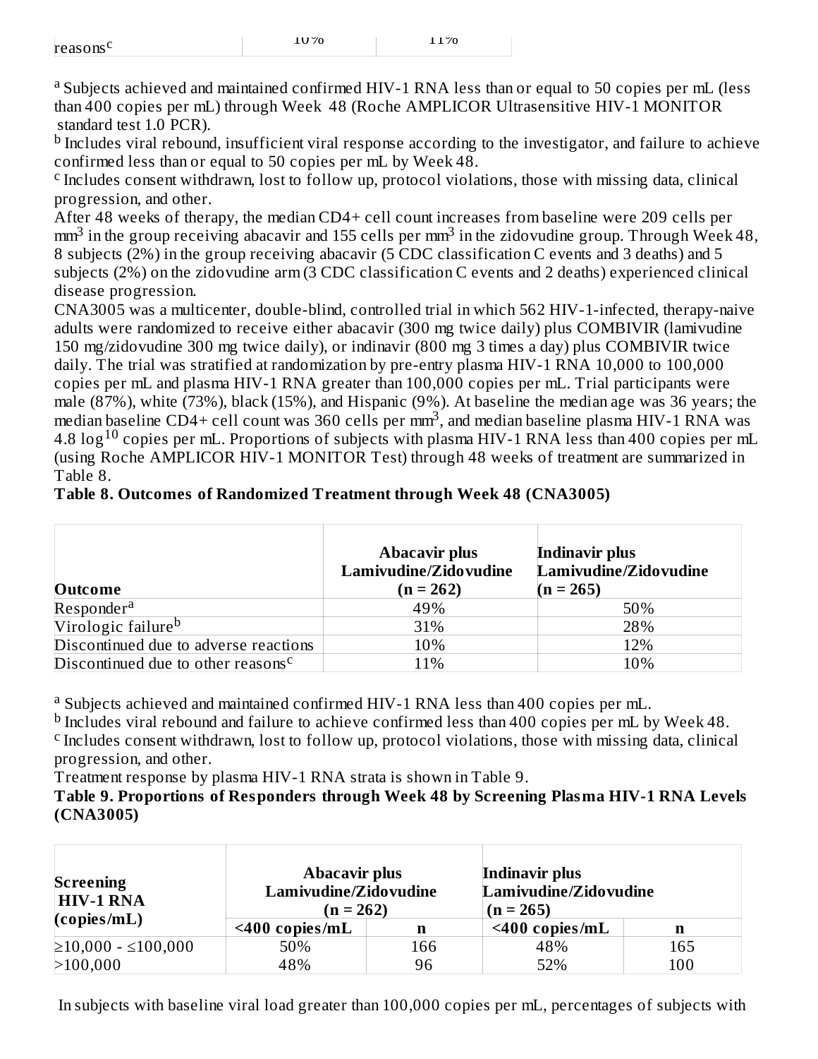| | | |
|---|---|---|
| reasons[c] | 10% | 11% |

[a] Subjects achieved and maintained confirmed HIV-1 RNA less than or equal to 50 copies per mL (less than 400 copies per mL) through Week 48 (Roche AMPLICOR Ultrasensitive HIV-1 MONITOR standard test 1.0 PCR).

[b] Includes viral rebound, insufficient viral response according to the investigator, and failure to achieve confirmed less than or equal to 50 copies per mL by Week 48.

[c] Includes consent withdrawn, lost to follow up, protocol violations, those with missing data, clinical progression, and other.

After 48 weeks of therapy, the median CD4+ cell count increases from baseline were 209 cells per mm$^3$ in the group receiving abacavir and 155 cells per mm$^3$ in the zidovudine group. Through Week 48, 8 subjects (2%) in the group receiving abacavir (5 CDC classification C events and 3 deaths) and 5 subjects (2%) on the zidovudine arm (3 CDC classification C events and 2 deaths) experienced clinical disease progression.

CNA3005 was a multicenter, double-blind, controlled trial in which 562 HIV-1-infected, therapy-naive adults were randomized to receive either abacavir (300 mg twice daily) plus COMBIVIR (lamivudine 150 mg/zidovudine 300 mg twice daily), or indinavir (800 mg 3 times a day) plus COMBIVIR twice daily. The trial was stratified at randomization by pre-entry plasma HIV-1 RNA 10,000 to 100,000 copies per mL and plasma HIV-1 RNA greater than 100,000 copies per mL. Trial participants were male (87%), white (73%), black (15%), and Hispanic (9%). At baseline the median age was 36 years; the median baseline CD4+ cell count was 360 cells per mm$^3$, and median baseline plasma HIV-1 RNA was 4.8 $\log_{10}$ copies per mL. Proportions of subjects with plasma HIV-1 RNA less than 400 copies per mL (using Roche AMPLICOR HIV-1 MONITOR Test) through 48 weeks of treatment are summarized in Table 8.

**Table 8. Outcomes of Randomized Treatment through Week 48 (CNA3005)**

| Outcome | Abacavir plus Lamivudine/Zidovudine (n = 262) | Indinavir plus Lamivudine/Zidovudine (n = 265) |
|---|---|---|
| Responder[a] | 49% | 50% |
| Virologic failure[b] | 31% | 28% |
| Discontinued due to adverse reactions | 10% | 12% |
| Discontinued due to other reasons[c] | 11% | 10% |

[a] Subjects achieved and maintained confirmed HIV-1 RNA less than 400 copies per mL.

[b] Includes viral rebound and failure to achieve confirmed less than 400 copies per mL by Week 48.

[c] Includes consent withdrawn, lost to follow up, protocol violations, those with missing data, clinical progression, and other.

Treatment response by plasma HIV-1 RNA strata is shown in Table 9.

**Table 9. Proportions of Responders through Week 48 by Screening Plasma HIV-1 RNA Levels (CNA3005)**

| Screening HIV-1 RNA (copies/mL) | Abacavir plus Lamivudine/Zidovudine (n = 262) | | Indinavir plus Lamivudine/Zidovudine (n = 265) | |
|---|---|---|---|---|
| | <400 copies/mL | n | <400 copies/mL | n |
| ≥10,000 - ≤100,000 | 50% | 166 | 48% | 165 |
| >100,000 | 48% | 96 | 52% | 100 |

In subjects with baseline viral load greater than 100,000 copies per mL, percentages of subjects with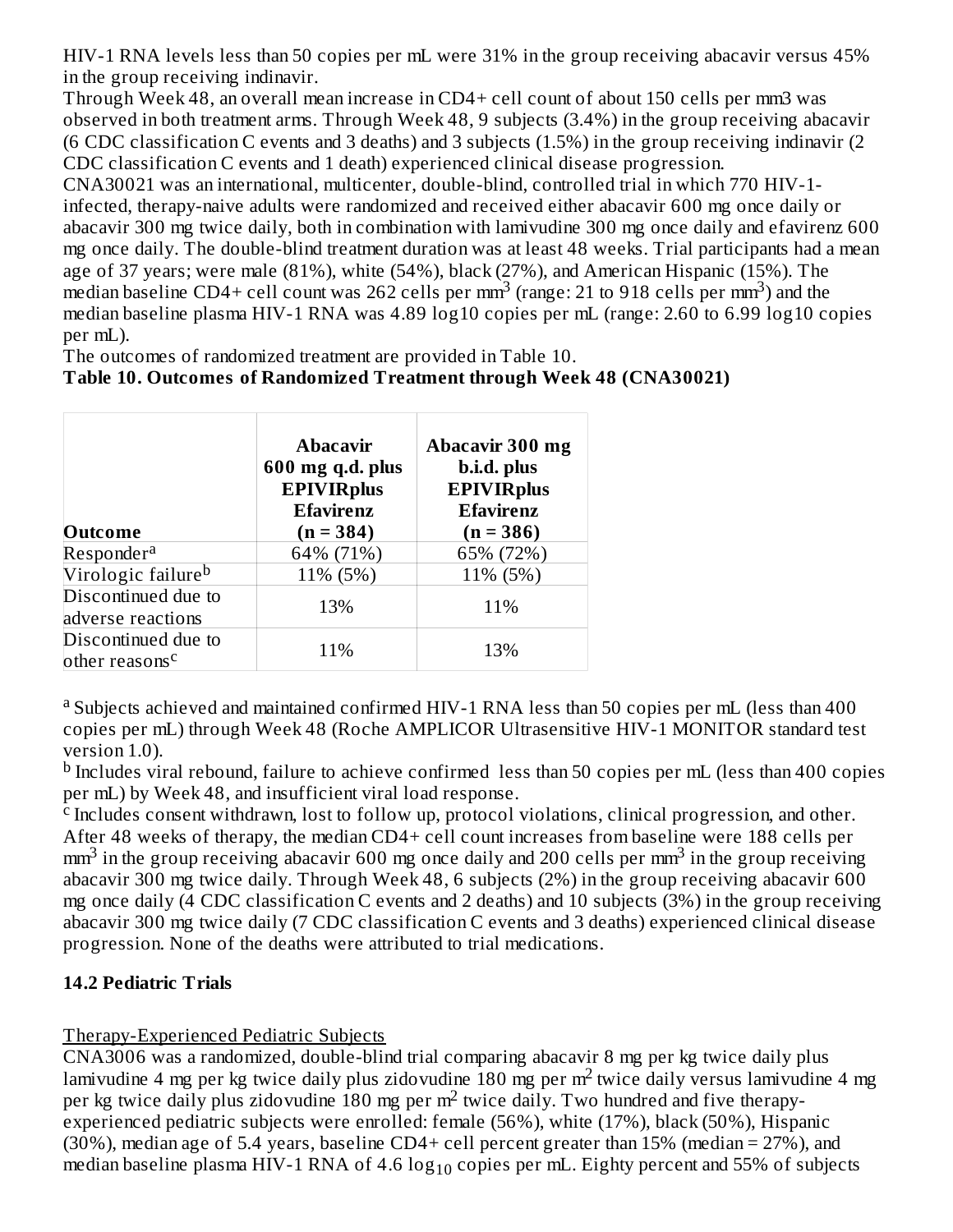HIV-1 RNA levels less than 50 copies per mL were 31% in the group receiving abacavir versus 45% in the group receiving indinavir.

Through Week 48, an overall mean increase in CD4+ cell count of about 150 cells per mm3 was observed in both treatment arms. Through Week 48, 9 subjects (3.4%) in the group receiving abacavir (6 CDC classification C events and 3 deaths) and 3 subjects (1.5%) in the group receiving indinavir (2 CDC classification C events and 1 death) experienced clinical disease progression.

CNA30021 was an international, multicenter, double-blind, controlled trial in which 770 HIV-1-infected, therapy-naive adults were randomized and received either abacavir 600 mg once daily or abacavir 300 mg twice daily, both in combination with lamivudine 300 mg once daily and efavirenz 600 mg once daily. The double-blind treatment duration was at least 48 weeks. Trial participants had a mean age of 37 years; were male (81%), white (54%), black (27%), and American Hispanic (15%). The median baseline CD4+ cell count was 262 cells per $mm^3$ (range: 21 to 918 cells per $mm^3$) and the median baseline plasma HIV-1 RNA was 4.89 log10 copies per mL (range: 2.60 to 6.99 log10 copies per mL).

The outcomes of randomized treatment are provided in Table 10.

**Table 10. Outcomes of Randomized Treatment through Week 48 (CNA30021)**

| Outcome | Abacavir 600 mg q.d. plus EPIVIRplus Efavirenz (n = 384) | Abacavir 300 mg b.i.d. plus EPIVIRplus Efavirenz (n = 386) |
|---|---|---|
| Responder[a] | 64% (71%) | 65% (72%) |
| Virologic failure[b] | 11% (5%) | 11% (5%) |
| Discontinued due to adverse reactions | 13% | 11% |
| Discontinued due to other reasons[c] | 11% | 13% |

[a] Subjects achieved and maintained confirmed HIV-1 RNA less than 50 copies per mL (less than 400 copies per mL) through Week 48 (Roche AMPLICOR Ultrasensitive HIV-1 MONITOR standard test version 1.0).

[b] Includes viral rebound, failure to achieve confirmed less than 50 copies per mL (less than 400 copies per mL) by Week 48, and insufficient viral load response.

[c] Includes consent withdrawn, lost to follow up, protocol violations, clinical progression, and other.

After 48 weeks of therapy, the median CD4+ cell count increases from baseline were 188 cells per $mm^3$ in the group receiving abacavir 600 mg once daily and 200 cells per $mm^3$ in the group receiving abacavir 300 mg twice daily. Through Week 48, 6 subjects (2%) in the group receiving abacavir 600 mg once daily (4 CDC classification C events and 2 deaths) and 10 subjects (3%) in the group receiving abacavir 300 mg twice daily (7 CDC classification C events and 3 deaths) experienced clinical disease progression. None of the deaths were attributed to trial medications.

## 14.2 Pediatric Trials

Therapy-Experienced Pediatric Subjects

CNA3006 was a randomized, double-blind trial comparing abacavir 8 mg per kg twice daily plus lamivudine 4 mg per kg twice daily plus zidovudine 180 mg per $m^2$ twice daily versus lamivudine 4 mg per kg twice daily plus zidovudine 180 mg per $m^2$ twice daily. Two hundred and five therapy-experienced pediatric subjects were enrolled: female (56%), white (17%), black (50%), Hispanic (30%), median age of 5.4 years, baseline CD4+ cell percent greater than 15% (median = 27%), and median baseline plasma HIV-1 RNA of 4.6 $\log_{10}$ copies per mL. Eighty percent and 55% of subjects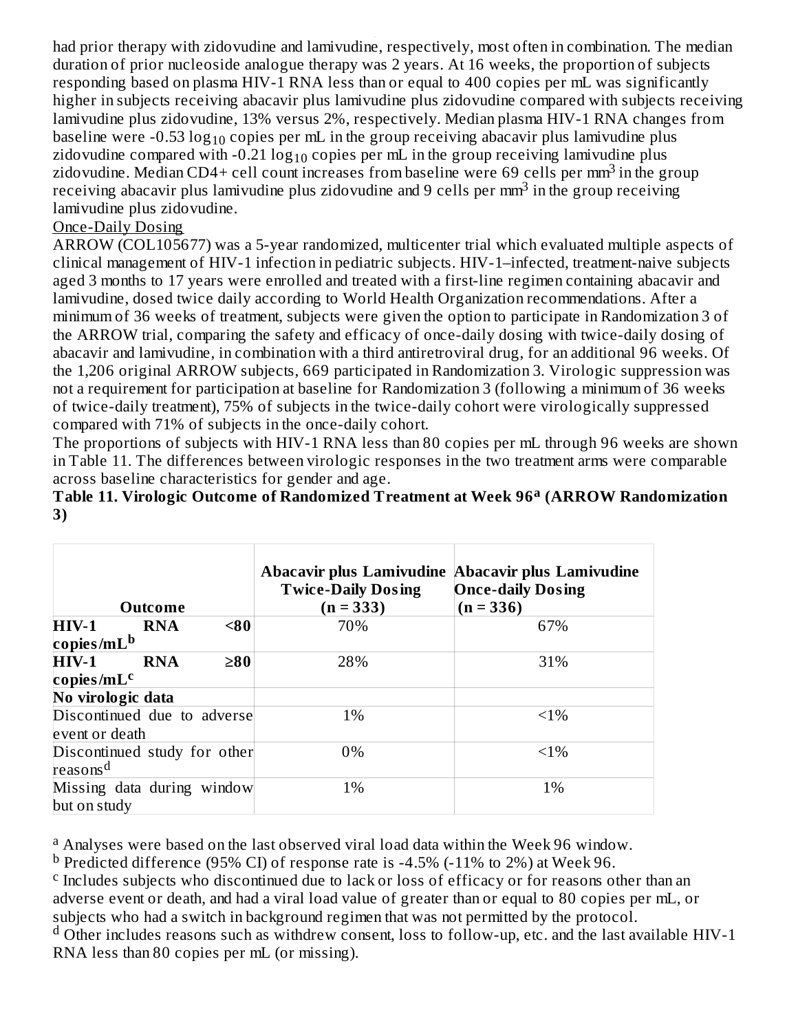had prior therapy with zidovudine and lamivudine, respectively, most often in combination. The median duration of prior nucleoside analogue therapy was 2 years. At 16 weeks, the proportion of subjects responding based on plasma HIV-1 RNA less than or equal to 400 copies per mL was significantly higher in subjects receiving abacavir plus lamivudine plus zidovudine compared with subjects receiving lamivudine plus zidovudine, 13% versus 2%, respectively. Median plasma HIV-1 RNA changes from baseline were -0.53 $\log_{10}$ copies per mL in the group receiving abacavir plus lamivudine plus zidovudine compared with -0.21 $\log_{10}$ copies per mL in the group receiving lamivudine plus zidovudine. Median CD4+ cell count increases from baseline were 69 cells per $mm^3$ in the group receiving abacavir plus lamivudine plus zidovudine and 9 cells per $mm^3$ in the group receiving lamivudine plus zidovudine.

Once-Daily Dosing

ARROW (COL105677) was a 5-year randomized, multicenter trial which evaluated multiple aspects of clinical management of HIV-1 infection in pediatric subjects. HIV-1–infected, treatment-naive subjects aged 3 months to 17 years were enrolled and treated with a first-line regimen containing abacavir and lamivudine, dosed twice daily according to World Health Organization recommendations. After a minimum of 36 weeks of treatment, subjects were given the option to participate in Randomization 3 of the ARROW trial, comparing the safety and efficacy of once-daily dosing with twice-daily dosing of abacavir and lamivudine, in combination with a third antiretroviral drug, for an additional 96 weeks. Of the 1,206 original ARROW subjects, 669 participated in Randomization 3. Virologic suppression was not a requirement for participation at baseline for Randomization 3 (following a minimum of 36 weeks of twice-daily treatment), 75% of subjects in the twice-daily cohort were virologically suppressed compared with 71% of subjects in the once-daily cohort.

The proportions of subjects with HIV-1 RNA less than 80 copies per mL through 96 weeks are shown in Table 11. The differences between virologic responses in the two treatment arms were comparable across baseline characteristics for gender and age.

**Table 11. Virologic Outcome of Randomized Treatment at Week 96[a] (ARROW Randomization 3)**

| Outcome | Abacavir plus Lamivudine Twice-Daily Dosing (n = 333) | Abacavir plus Lamivudine Once-daily Dosing (n = 336) |
|---|---|---|
| **HIV-1 RNA <80 copies/mL[b]** | 70% | 67% |
| **HIV-1 RNA ≥80 copies/mL[c]** | 28% | 31% |
| **No virologic data** | | |
| Discontinued due to adverse event or death | 1% | <1% |
| Discontinued study for other reasons[d] | 0% | <1% |
| Missing data during window but on study | 1% | 1% |

[a] Analyses were based on the last observed viral load data within the Week 96 window.

[b] Predicted difference (95% CI) of response rate is -4.5% (-11% to 2%) at Week 96.

[c] Includes subjects who discontinued due to lack or loss of efficacy or for reasons other than an adverse event or death, and had a viral load value of greater than or equal to 80 copies per mL, or subjects who had a switch in background regimen that was not permitted by the protocol.

[d] Other includes reasons such as withdrew consent, loss to follow-up, etc. and the last available HIV-1 RNA less than 80 copies per mL (or missing).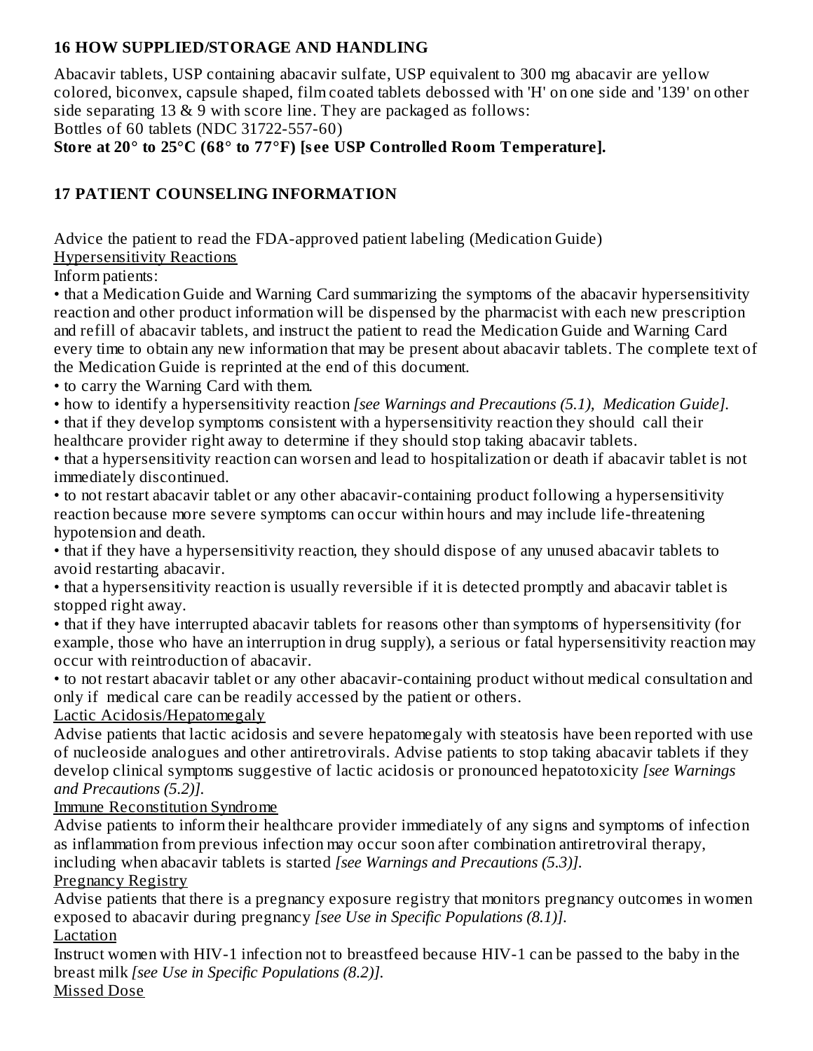## 16 HOW SUPPLIED/STORAGE AND HANDLING

Abacavir tablets, USP containing abacavir sulfate, USP equivalent to 300 mg abacavir are yellow colored, biconvex, capsule shaped, film coated tablets debossed with 'H' on one side and '139' on other side separating 13 & 9 with score line. They are packaged as follows:

Bottles of 60 tablets (NDC 31722-557-60)

**Store at 20° to 25°C (68° to 77°F) [see USP Controlled Room Temperature].**

## 17 PATIENT COUNSELING INFORMATION

Advice the patient to read the FDA-approved patient labeling (Medication Guide)

Hypersensitivity Reactions

Inform patients:

- that a Medication Guide and Warning Card summarizing the symptoms of the abacavir hypersensitivity reaction and other product information will be dispensed by the pharmacist with each new prescription and refill of abacavir tablets, and instruct the patient to read the Medication Guide and Warning Card every time to obtain any new information that may be present about abacavir tablets. The complete text of the Medication Guide is reprinted at the end of this document.
- to carry the Warning Card with them.
- how to identify a hypersensitivity reaction *[see Warnings and Precautions (5.1), Medication Guide].*
- that if they develop symptoms consistent with a hypersensitivity reaction they should call their healthcare provider right away to determine if they should stop taking abacavir tablets.
- that a hypersensitivity reaction can worsen and lead to hospitalization or death if abacavir tablet is not immediately discontinued.
- to not restart abacavir tablet or any other abacavir-containing product following a hypersensitivity reaction because more severe symptoms can occur within hours and may include life-threatening hypotension and death.
- that if they have a hypersensitivity reaction, they should dispose of any unused abacavir tablets to avoid restarting abacavir.
- that a hypersensitivity reaction is usually reversible if it is detected promptly and abacavir tablet is stopped right away.
- that if they have interrupted abacavir tablets for reasons other than symptoms of hypersensitivity (for example, those who have an interruption in drug supply), a serious or fatal hypersensitivity reaction may occur with reintroduction of abacavir.
- to not restart abacavir tablet or any other abacavir-containing product without medical consultation and only if medical care can be readily accessed by the patient or others.

Lactic Acidosis/Hepatomegaly

Advise patients that lactic acidosis and severe hepatomegaly with steatosis have been reported with use of nucleoside analogues and other antiretrovirals. Advise patients to stop taking abacavir tablets if they develop clinical symptoms suggestive of lactic acidosis or pronounced hepatotoxicity *[see Warnings and Precautions (5.2)].*

Immune Reconstitution Syndrome

Advise patients to inform their healthcare provider immediately of any signs and symptoms of infection as inflammation from previous infection may occur soon after combination antiretroviral therapy, including when abacavir tablets is started *[see Warnings and Precautions (5.3)].*

Pregnancy Registry

Advise patients that there is a pregnancy exposure registry that monitors pregnancy outcomes in women exposed to abacavir during pregnancy *[see Use in Specific Populations (8.1)].*

Lactation

Instruct women with HIV-1 infection not to breastfeed because HIV-1 can be passed to the baby in the breast milk *[see Use in Specific Populations (8.2)].*

Missed Dose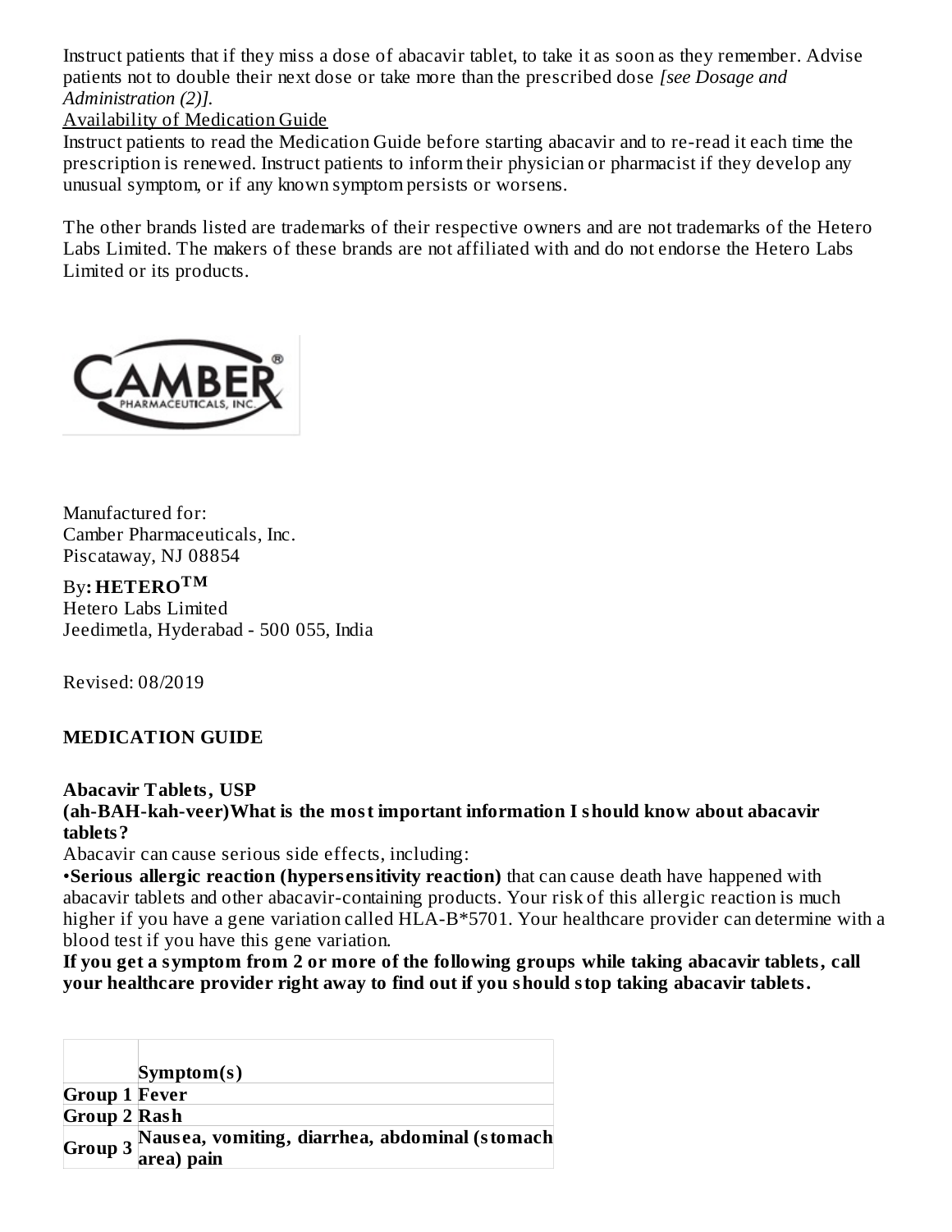Instruct patients that if they miss a dose of abacavir tablet, to take it as soon as they remember. Advise patients not to double their next dose or take more than the prescribed dose *[see Dosage and Administration (2)].*

Availability of Medication Guide

Instruct patients to read the Medication Guide before starting abacavir and to re-read it each time the prescription is renewed. Instruct patients to inform their physician or pharmacist if they develop any unusual symptom, or if any known symptom persists or worsens.

The other brands listed are trademarks of their respective owners and are not trademarks of the Hetero Labs Limited. The makers of these brands are not affiliated with and do not endorse the Hetero Labs Limited or its products.

Manufactured for:
Camber Pharmaceuticals, Inc.
Piscataway, NJ 08854

By: **HETERO™**
Hetero Labs Limited
Jeedimetla, Hyderabad - 500 055, India

Revised: 08/2019

## MEDICATION GUIDE

**Abacavir Tablets, USP**
**(ah-BAH-kah-veer)What is the most important information I should know about abacavir tablets?**

Abacavir can cause serious side effects, including:

•**Serious allergic reaction (hypersensitivity reaction)** that can cause death have happened with abacavir tablets and other abacavir-containing products. Your risk of this allergic reaction is much higher if you have a gene variation called HLA-B*5701. Your healthcare provider can determine with a blood test if you have this gene variation.

**If you get a symptom from 2 or more of the following groups while taking abacavir tablets, call your healthcare provider right away to find out if you should stop taking abacavir tablets.**

| | Symptom(s) |
|---|---|
| **Group 1** | **Fever** |
| **Group 2** | **Rash** |
| **Group 3** | **Nausea, vomiting, diarrhea, abdominal (stomach area) pain** |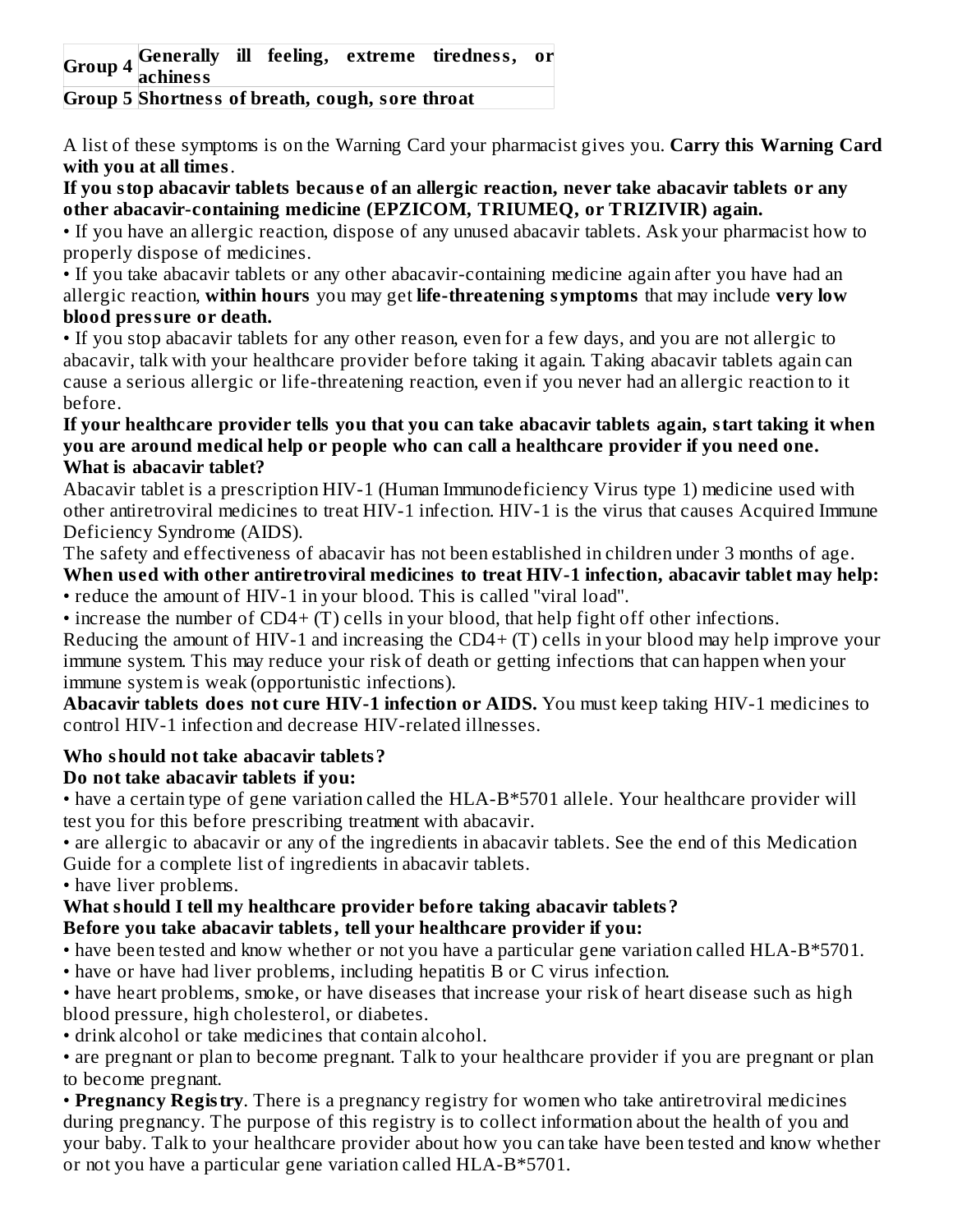| | |
|---|---|
| **Group 4** | **Generally ill feeling, extreme tiredness, or achiness** |
| **Group 5** | **Shortness of breath, cough, sore throat** |

A list of these symptoms is on the Warning Card your pharmacist gives you. **Carry this Warning Card with you at all times**.

**If you stop abacavir tablets because of an allergic reaction, never take abacavir tablets or any other abacavir-containing medicine (EPZICOM, TRIUMEQ, or TRIZIVIR) again.**

• If you have an allergic reaction, dispose of any unused abacavir tablets. Ask your pharmacist how to properly dispose of medicines.

• If you take abacavir tablets or any other abacavir-containing medicine again after you have had an allergic reaction, **within hours** you may get **life-threatening symptoms** that may include **very low blood pressure or death.**

• If you stop abacavir tablets for any other reason, even for a few days, and you are not allergic to abacavir, talk with your healthcare provider before taking it again. Taking abacavir tablets again can cause a serious allergic or life-threatening reaction, even if you never had an allergic reaction to it before.

**If your healthcare provider tells you that you can take abacavir tablets again, start taking it when you are around medical help or people who can call a healthcare provider if you need one.**

**What is abacavir tablet?**

Abacavir tablet is a prescription HIV-1 (Human Immunodeficiency Virus type 1) medicine used with other antiretroviral medicines to treat HIV-1 infection. HIV-1 is the virus that causes Acquired Immune Deficiency Syndrome (AIDS).

The safety and effectiveness of abacavir has not been established in children under 3 months of age.

**When used with other antiretroviral medicines to treat HIV-1 infection, abacavir tablet may help:**

• reduce the amount of HIV-1 in your blood. This is called "viral load".

• increase the number of CD4+ (T) cells in your blood, that help fight off other infections.

Reducing the amount of HIV-1 and increasing the CD4+ (T) cells in your blood may help improve your immune system. This may reduce your risk of death or getting infections that can happen when your immune system is weak (opportunistic infections).

**Abacavir tablets does not cure HIV-1 infection or AIDS.** You must keep taking HIV-1 medicines to control HIV-1 infection and decrease HIV-related illnesses.

**Who should not take abacavir tablets?**

**Do not take abacavir tablets if you:**

• have a certain type of gene variation called the HLA-B*5701 allele. Your healthcare provider will test you for this before prescribing treatment with abacavir.

• are allergic to abacavir or any of the ingredients in abacavir tablets. See the end of this Medication Guide for a complete list of ingredients in abacavir tablets.

• have liver problems.

**What should I tell my healthcare provider before taking abacavir tablets?**

**Before you take abacavir tablets, tell your healthcare provider if you:**

• have been tested and know whether or not you have a particular gene variation called HLA-B*5701.

• have or have had liver problems, including hepatitis B or C virus infection.

• have heart problems, smoke, or have diseases that increase your risk of heart disease such as high blood pressure, high cholesterol, or diabetes.

• drink alcohol or take medicines that contain alcohol.

• are pregnant or plan to become pregnant. Talk to your healthcare provider if you are pregnant or plan to become pregnant.

• **Pregnancy Registry**. There is a pregnancy registry for women who take antiretroviral medicines during pregnancy. The purpose of this registry is to collect information about the health of you and your baby. Talk to your healthcare provider about how you can take have been tested and know whether or not you have a particular gene variation called HLA-B*5701.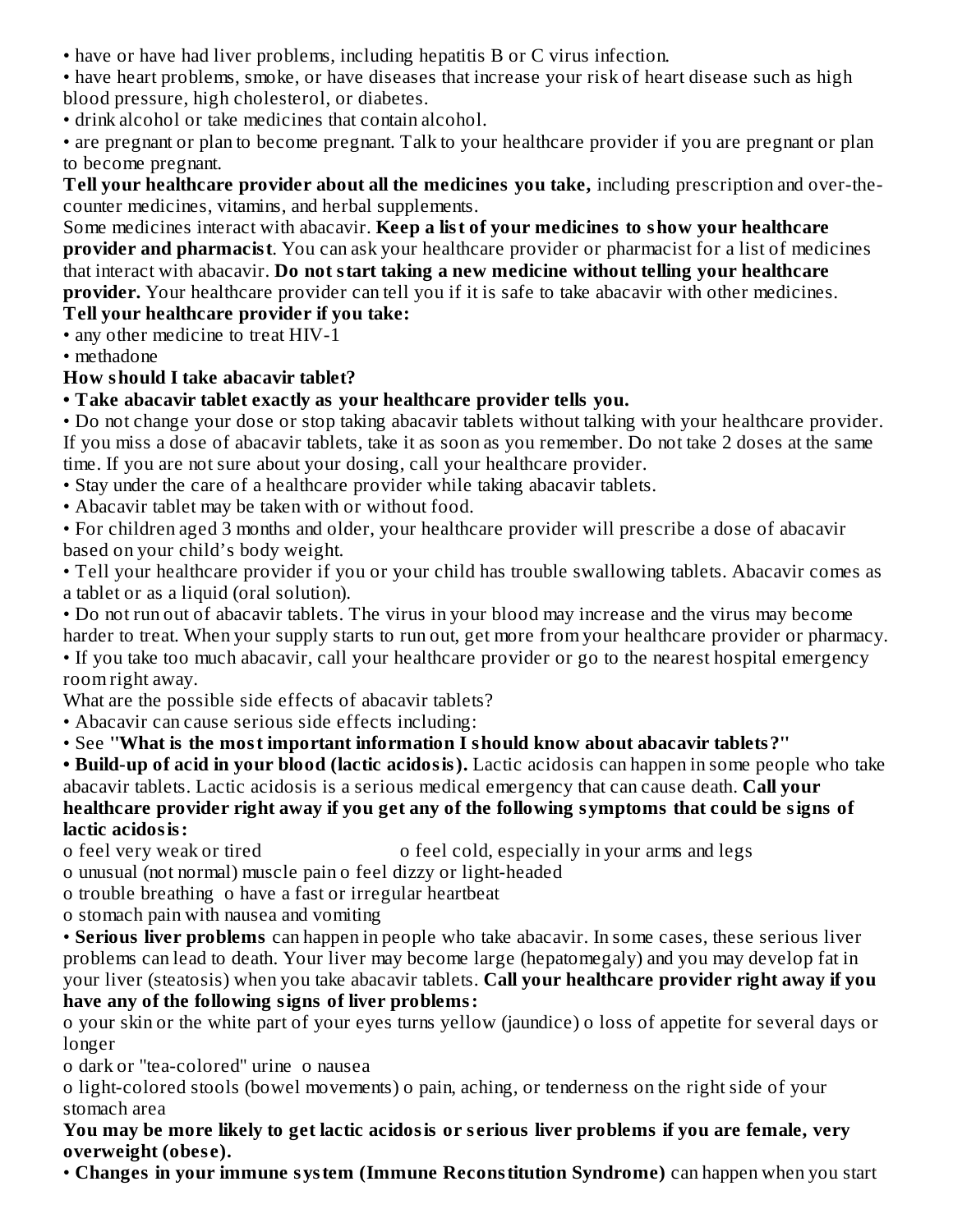• have or have had liver problems, including hepatitis B or C virus infection.
• have heart problems, smoke, or have diseases that increase your risk of heart disease such as high blood pressure, high cholesterol, or diabetes.
• drink alcohol or take medicines that contain alcohol.
• are pregnant or plan to become pregnant. Talk to your healthcare provider if you are pregnant or plan to become pregnant.

**Tell your healthcare provider about all the medicines you take,** including prescription and over-the-counter medicines, vitamins, and herbal supplements.

Some medicines interact with abacavir. **Keep a list of your medicines to show your healthcare provider and pharmacist**. You can ask your healthcare provider or pharmacist for a list of medicines that interact with abacavir. **Do not start taking a new medicine without telling your healthcare provider.** Your healthcare provider can tell you if it is safe to take abacavir with other medicines.

**Tell your healthcare provider if you take:**
• any other medicine to treat HIV-1
• methadone

**How should I take abacavir tablet?**

• **Take abacavir tablet exactly as your healthcare provider tells you.**
• Do not change your dose or stop taking abacavir tablets without talking with your healthcare provider. If you miss a dose of abacavir tablets, take it as soon as you remember. Do not take 2 doses at the same time. If you are not sure about your dosing, call your healthcare provider.
• Stay under the care of a healthcare provider while taking abacavir tablets.
• Abacavir tablet may be taken with or without food.
• For children aged 3 months and older, your healthcare provider will prescribe a dose of abacavir based on your child's body weight.
• Tell your healthcare provider if you or your child has trouble swallowing tablets. Abacavir comes as a tablet or as a liquid (oral solution).
• Do not run out of abacavir tablets. The virus in your blood may increase and the virus may become harder to treat. When your supply starts to run out, get more from your healthcare provider or pharmacy.
• If you take too much abacavir, call your healthcare provider or go to the nearest hospital emergency room right away.

What are the possible side effects of abacavir tablets?

• Abacavir can cause serious side effects including:
• See **"What is the most important information I should know about abacavir tablets?"**
• **Build-up of acid in your blood (lactic acidosis).** Lactic acidosis can happen in some people who take abacavir tablets. Lactic acidosis is a serious medical emergency that can cause death. **Call your healthcare provider right away if you get any of the following symptoms that could be signs of lactic acidosis:**

o feel very weak or tired
o feel cold, especially in your arms and legs
o unusual (not normal) muscle pain
o feel dizzy or light-headed
o trouble breathing
o have a fast or irregular heartbeat
o stomach pain with nausea and vomiting

• **Serious liver problems** can happen in people who take abacavir. In some cases, these serious liver problems can lead to death. Your liver may become large (hepatomegaly) and you may develop fat in your liver (steatosis) when you take abacavir tablets. **Call your healthcare provider right away if you have any of the following signs of liver problems:**

o your skin or the white part of your eyes turns yellow (jaundice)
o loss of appetite for several days or longer
o dark or "tea-colored" urine
o nausea
o light-colored stools (bowel movements)
o pain, aching, or tenderness on the right side of your stomach area

**You may be more likely to get lactic acidosis or serious liver problems if you are female, very overweight (obese).**

• **Changes in your immune system (Immune Reconstitution Syndrome)** can happen when you start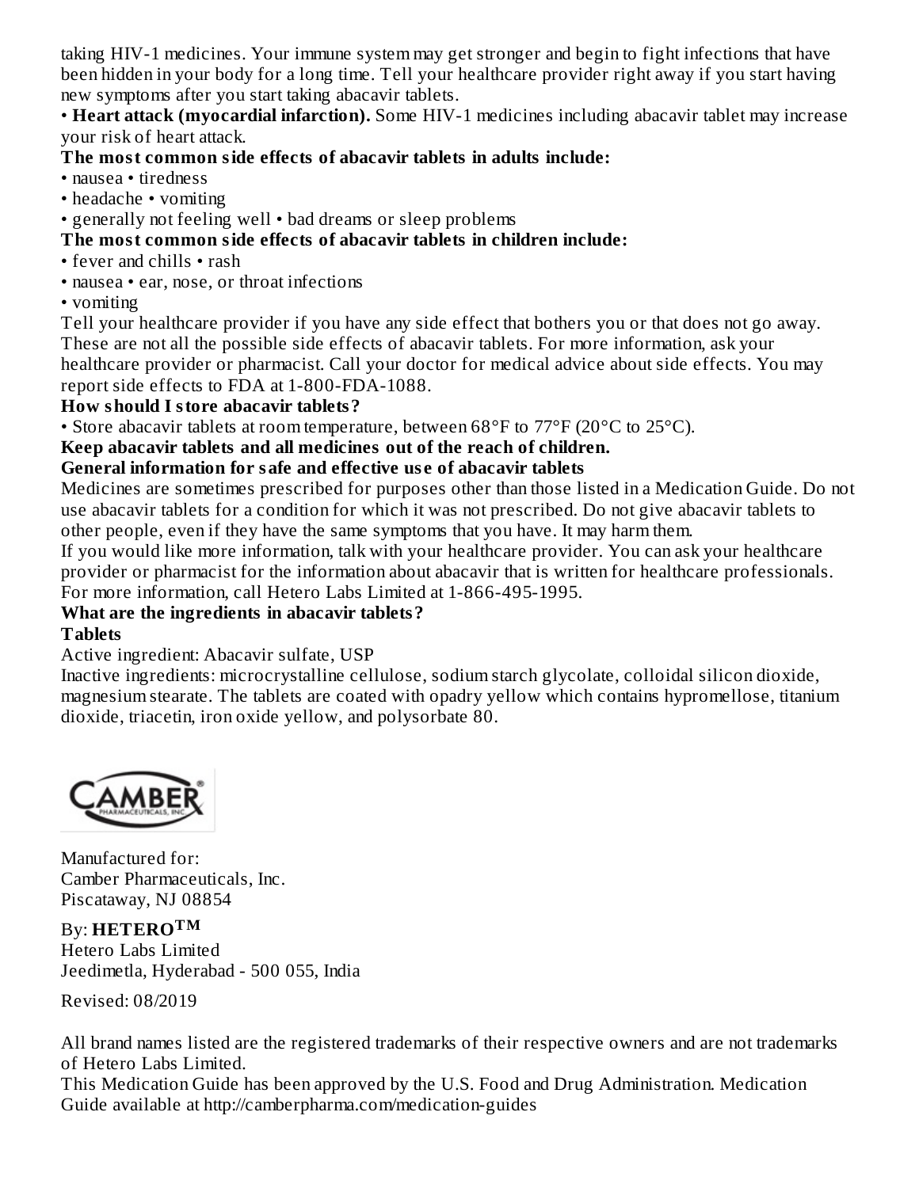taking HIV-1 medicines. Your immune system may get stronger and begin to fight infections that have been hidden in your body for a long time. Tell your healthcare provider right away if you start having new symptoms after you start taking abacavir tablets.

- **Heart attack (myocardial infarction).** Some HIV-1 medicines including abacavir tablet may increase your risk of heart attack.

**The most common side effects of abacavir tablets in adults include:**

- nausea • tiredness
- headache • vomiting
- generally not feeling well • bad dreams or sleep problems

**The most common side effects of abacavir tablets in children include:**

- fever and chills • rash
- nausea • ear, nose, or throat infections
- vomiting

Tell your healthcare provider if you have any side effect that bothers you or that does not go away. These are not all the possible side effects of abacavir tablets. For more information, ask your healthcare provider or pharmacist. Call your doctor for medical advice about side effects. You may report side effects to FDA at 1-800-FDA-1088.

**How should I store abacavir tablets?**

- Store abacavir tablets at room temperature, between 68°F to 77°F (20°C to 25°C).

**Keep abacavir tablets and all medicines out of the reach of children.**

**General information for safe and effective use of abacavir tablets**

Medicines are sometimes prescribed for purposes other than those listed in a Medication Guide. Do not use abacavir tablets for a condition for which it was not prescribed. Do not give abacavir tablets to other people, even if they have the same symptoms that you have. It may harm them.

If you would like more information, talk with your healthcare provider. You can ask your healthcare provider or pharmacist for the information about abacavir that is written for healthcare professionals. For more information, call Hetero Labs Limited at 1-866-495-1995.

**What are the ingredients in abacavir tablets?**

**Tablets**

Active ingredient: Abacavir sulfate, USP

Inactive ingredients: microcrystalline cellulose, sodium starch glycolate, colloidal silicon dioxide, magnesium stearate. The tablets are coated with opadry yellow which contains hypromellose, titanium dioxide, triacetin, iron oxide yellow, and polysorbate 80.

CAMBER PHARMACEUTICALS, INC.

Manufactured for:
Camber Pharmaceuticals, Inc.
Piscataway, NJ 08854

By: **HETERO™**
Hetero Labs Limited
Jeedimetla, Hyderabad - 500 055, India

Revised: 08/2019

All brand names listed are the registered trademarks of their respective owners and are not trademarks of Hetero Labs Limited.
This Medication Guide has been approved by the U.S. Food and Drug Administration. Medication Guide available at http://camberpharma.com/medication-guides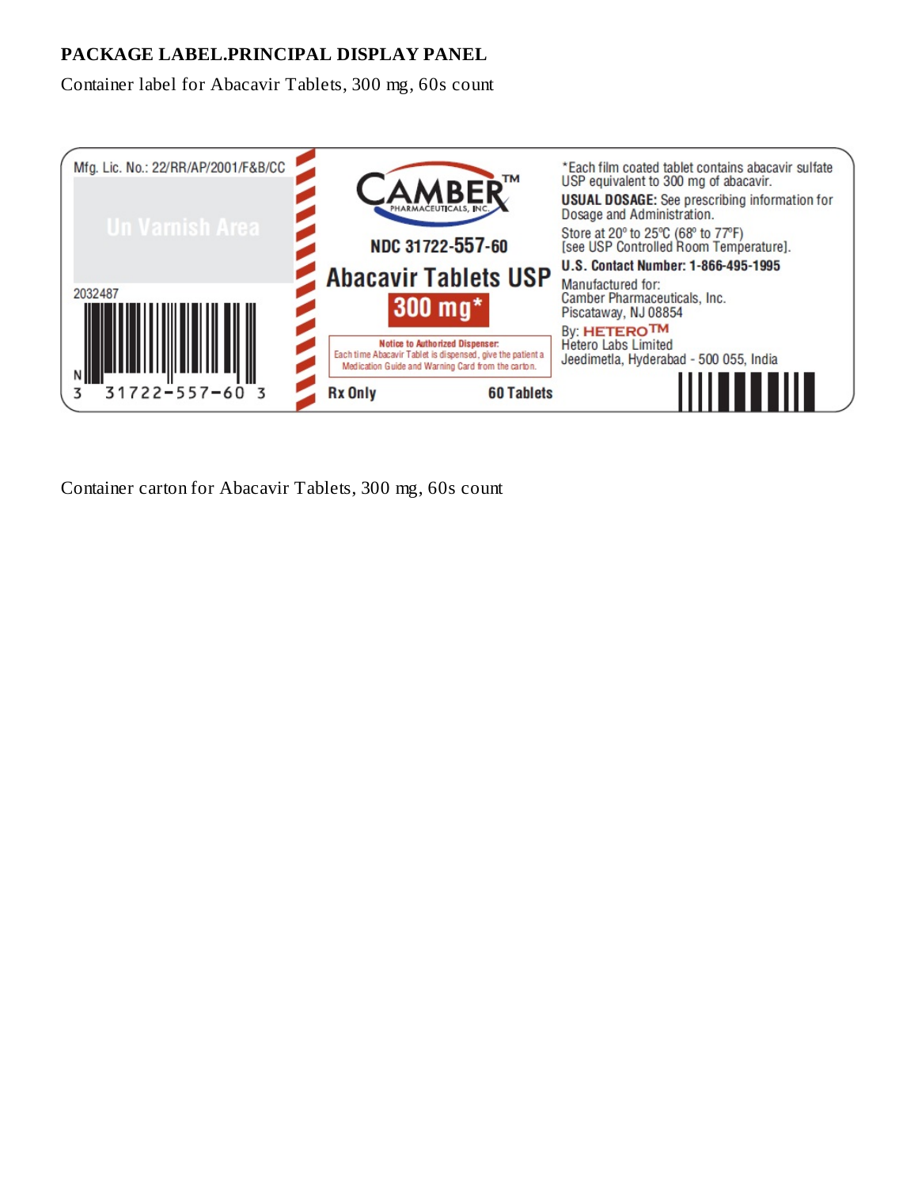**PACKAGE LABEL.PRINCIPAL DISPLAY PANEL**

Container label for Abacavir Tablets, 300 mg, 60s count

Mfg. Lic. No.: 22/RR/AP/2001/F&B/CC

Un Varnish Area

2032487

N

3 31722-557-60 3

CAMBER™
PHARMACEUTICALS, INC.

NDC 31722-557-60

Abacavir Tablets USP

300 mg*

Notice to Authorized Dispenser:
Each time Abacavir Tablet is dispensed, give the patient a Medication Guide and Warning Card from the carton.

Rx Only

60 Tablets

*Each film coated tablet contains abacavir sulfate USP equivalent to 300 mg of abacavir.

**USUAL DOSAGE:** See prescribing information for Dosage and Administration.

Store at 20° to 25°C (68° to 77°F)
[see USP Controlled Room Temperature].

**U.S. Contact Number: 1-866-495-1995**

Manufactured for:
Camber Pharmaceuticals, Inc.
Piscataway, NJ 08854

By: HETERO™
Hetero Labs Limited
Jeedimetla, Hyderabad - 500 055, India

Container carton for Abacavir Tablets, 300 mg, 60s count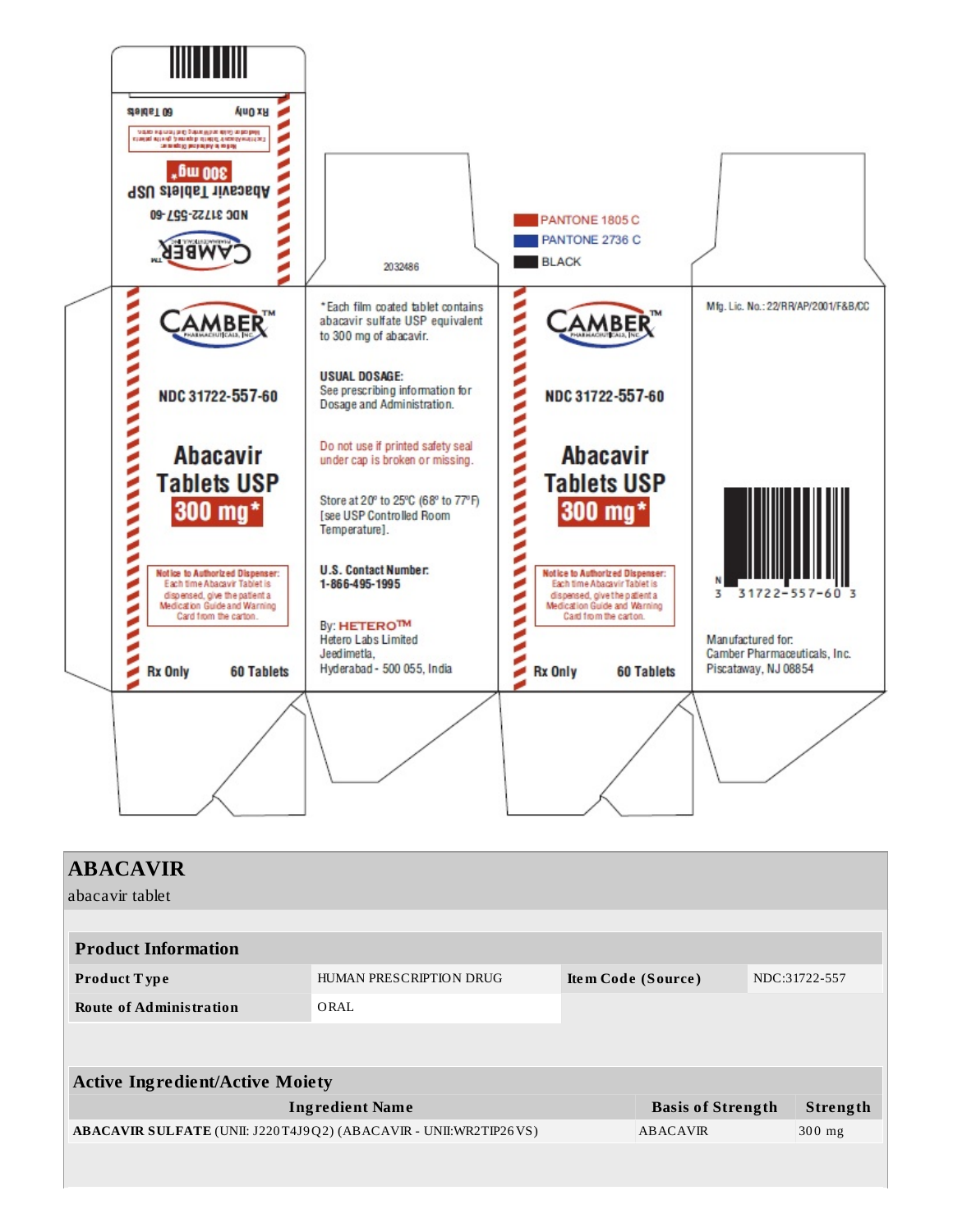60 Tablets Rx Only

Notice to Authorized Dispenser: Each time Abacavir Tablet is dispensed, give the patient a Medication Guide and Warning Card from the carton.

300 mg*

Abacavir Tablets USP

NDC 31722-557-60

CAMBER PHARMACEUTICALS, INC.

2032486

PANTONE 1805 C

PANTONE 2736 C

BLACK

CAMBER™ PHARMACEUTICALS, INC.

NDC 31722-557-60

Abacavir Tablets USP

300 mg*

Notice to Authorized Dispenser: Each time Abacavir Tablet is dispensed, give the patient a Medication Guide and Warning Card from the carton.

Rx Only 60 Tablets

*Each film coated tablet contains abacavir sulfate USP equivalent to 300 mg of abacavir.

**USUAL DOSAGE:**
See prescribing information for Dosage and Administration.

Do not use if printed safety seal under cap is broken or missing.

Store at 20° to 25°C (68° to 77°F) [see USP Controlled Room Temperature].

**U.S. Contact Number:**
**1-866-495-1995**

By: HETERO™
Hetero Labs Limited
Jeedimetla,
Hyderabad - 500 055, India

CAMBER™ PHARMACEUTICALS, INC.

NDC 31722-557-60

Abacavir Tablets USP

300 mg*

Notice to Authorized Dispenser: Each time Abacavir Tablet is dispensed, give the patient a Medication Guide and Warning Card from the carton.

Rx Only 60 Tablets

Mfg. Lic. No.: 22/RR/AP/2001/F&B/CC

N 3 31722-557-60 3

Manufactured for:
Camber Pharmaceuticals, Inc.
Piscataway, NJ 08854

# ABACAVIR

abacavir tablet

| Product Information | | | |
|---|---|---|---|
| **Product Type** | HUMAN PRESCRIPTION DRUG | **Item Code (Source)** | NDC:31722-557 |
| **Route of Administration** | ORAL | | |

| Active Ingredient/Active Moiety | | |
|---|---|---|
| **Ingredient Name** | **Basis of Strength** | **Strength** |
| **ABACAVIR SULFATE** (UNII: J220T4J9Q2) (ABACAVIR - UNII:WR2TIP26VS) | ABACAVIR | 300 mg |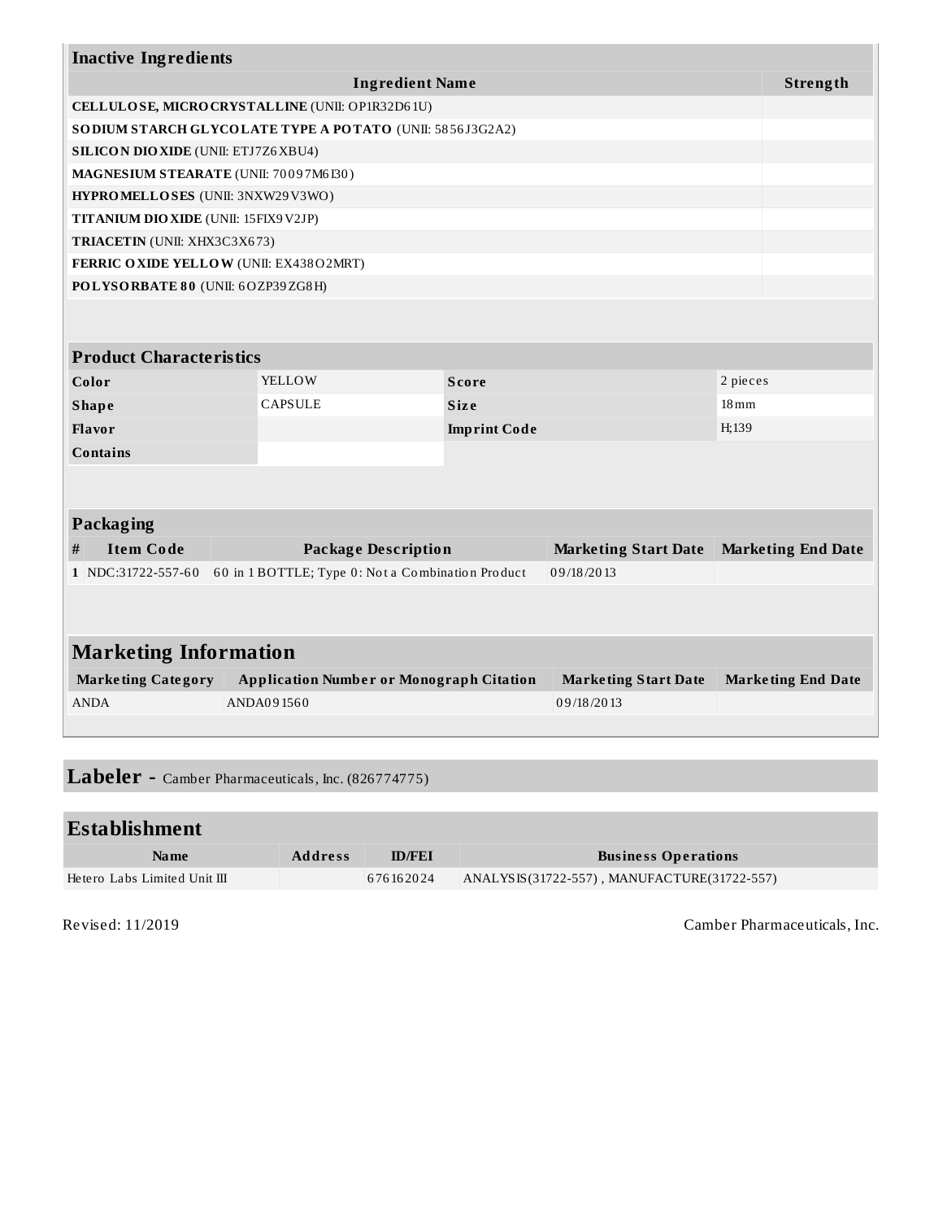| Inactive Ingredients | |
|---|---|
| **Ingredient Name** | **Strength** |
| **CELLULOSE, MICROCRYSTALLINE** (UNII: OP1R32D61U) | |
| **SODIUM STARCH GLYCOLATE TYPE A POTATO** (UNII: 5856J3G2A2) | |
| **SILICON DIOXIDE** (UNII: ETJ7Z6XBU4) | |
| **MAGNESIUM STEARATE** (UNII: 70097M6I30) | |
| **HYPROMELLOSES** (UNII: 3NXW29V3WO) | |
| **TITANIUM DIOXIDE** (UNII: 15FIX9V2JP) | |
| **TRIACETIN** (UNII: XHX3C3X673) | |
| **FERRIC OXIDE YELLOW** (UNII: EX438O2MRT) | |
| **POLYSORBATE 80** (UNII: 6OZP39ZG8H) | |

| Product Characteristics | | | |
|---|---|---|---|
| **Color** | YELLOW | **Score** | 2 pieces |
| **Shape** | CAPSULE | **Size** | 18mm |
| **Flavor** | | **Imprint Code** | H;139 |
| **Contains** | | | |

| Packaging | | | | |
|---|---|---|---|---|
| **#** | **Item Code** | **Package Description** | **Marketing Start Date** | **Marketing End Date** |
| **1** | NDC:31722-557-60 | 60 in 1 BOTTLE; Type 0: Not a Combination Product | 09/18/2013 | |

| Marketing Information | | | |
|---|---|---|---|
| **Marketing Category** | **Application Number or Monograph Citation** | **Marketing Start Date** | **Marketing End Date** |
| ANDA | ANDA091560 | 09/18/2013 | |

## Labeler - Camber Pharmaceuticals, Inc. (826774775)

## Establishment

| Name | Address | ID/FEI | Business Operations |
|---|---|---|---|
| Hetero Labs Limited Unit III | | 676162024 | ANALYSIS(31722-557) , MANUFACTURE(31722-557) |

Revised: 11/2019

Camber Pharmaceuticals, Inc.